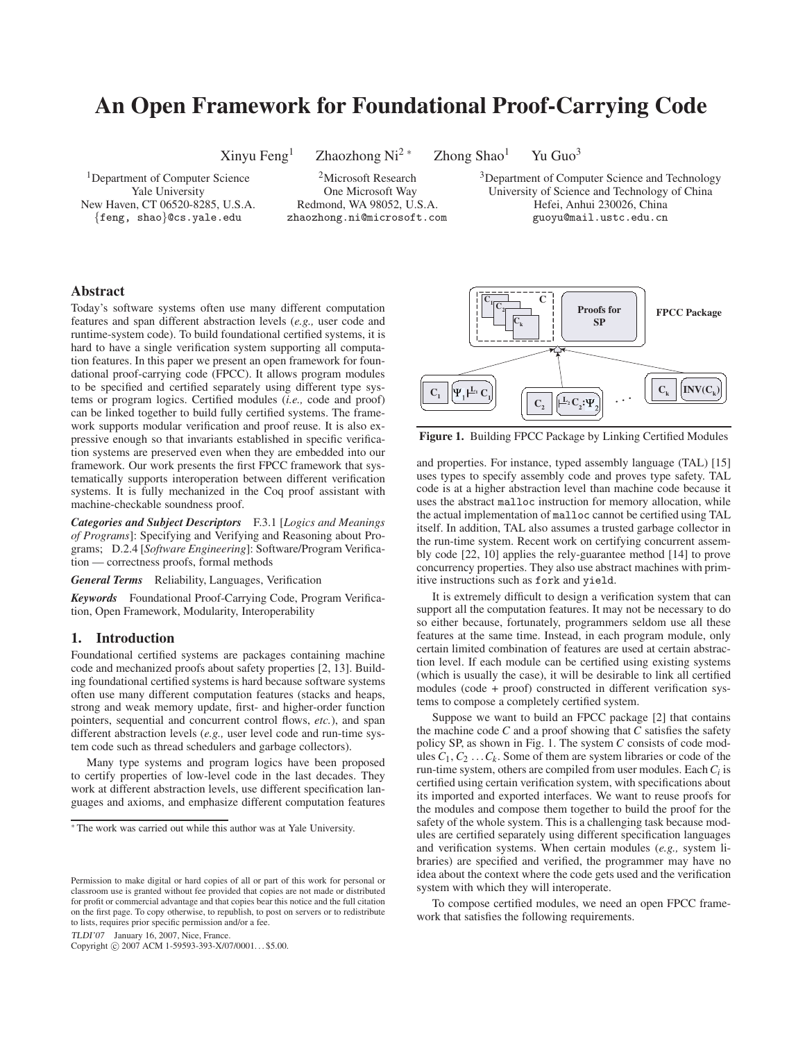# An Open Framework for Foundational Proof-Carrying Code

Xinyu Feng[1] Zhaozhong Ni[2] * Zhong Shao[1] Yu Guo[3]

[1]Department of Computer Science
Yale University
New Haven, CT 06520-8285, U.S.A.
{feng, shao}@cs.yale.edu

[2]Microsoft Research
One Microsoft Way
Redmond, WA 98052, U.S.A.
zhaozhong.ni@microsoft.com

[3]Department of Computer Science and Technology
University of Science and Technology of China
Hefei, Anhui 230026, China
guoyu@mail.ustc.edu.cn

## Abstract

Today's software systems often use many different computation features and span different abstraction levels (*e.g.,* user code and runtime-system code). To build foundational certified systems, it is hard to have a single verification system supporting all computation features. In this paper we present an open framework for foundational proof-carrying code (FPCC). It allows program modules to be specified and certified separately using different type systems or program logics. Certified modules (*i.e.,* code and proof) can be linked together to build fully certified systems. The framework supports modular verification and proof reuse. It is also expressive enough so that invariants established in specific verification systems are preserved even when they are embedded into our framework. Our work presents the first FPCC framework that systematically supports interoperation between different verification systems. It is fully mechanized in the Coq proof assistant with machine-checkable soundness proof.

***Categories and Subject Descriptors*** F.3.1 [*Logics and Meanings of Programs*]: Specifying and Verifying and Reasoning about Programs; D.2.4 [*Software Engineering*]: Software/Program Verification — correctness proofs, formal methods

***General Terms*** Reliability, Languages, Verification

***Keywords*** Foundational Proof-Carrying Code, Program Verification, Open Framework, Modularity, Interoperability

## 1. Introduction

Foundational certified systems are packages containing machine code and mechanized proofs about safety properties [2, 13]. Building foundational certified systems is hard because software systems often use many different computation features (stacks and heaps, strong and weak memory update, first- and higher-order function pointers, sequential and concurrent control flows, *etc.*), and span different abstraction levels (*e.g.,* user level code and run-time system code such as thread schedulers and garbage collectors).

Many type systems and program logics have been proposed to certify properties of low-level code in the last decades. They work at different abstraction levels, use different specification languages and axioms, and emphasize different computation features and properties. For instance, typed assembly language (TAL) [15] uses types to specify assembly code and proves type safety. TAL code is at a higher abstraction level than machine code because it uses the abstract `malloc` instruction for memory allocation, while the actual implementation of `malloc` cannot be certified using TAL itself. In addition, TAL also assumes a trusted garbage collector in the run-time system. Recent work on certifying concurrent assembly code [22, 10] applies the rely-guarantee method [14] to prove concurrency properties. They also use abstract machines with primitive instructions such as `fork` and `yield`.

**Figure 1.** Building FPCC Package by Linking Certified Modules

It is extremely difficult to design a verification system that can support all the computation features. It may not be necessary to do so either because, fortunately, programmers seldom use all these features at the same time. Instead, in each program module, only certain limited combination of features are used at certain abstraction level. If each module can be certified using existing systems (which is usually the case), it will be desirable to link all certified modules (code + proof) constructed in different verification systems to compose a completely certified system.

Suppose we want to build an FPCC package [2] that contains the machine code $C$ and a proof showing that $C$ satisfies the safety policy SP, as shown in Fig. 1. The system $C$ consists of code modules $C_1, C_2 \ldots C_k$. Some of them are system libraries or code of the run-time system, others are compiled from user modules. Each $C_i$ is certified using certain verification system, with specifications about its imported and exported interfaces. We want to reuse proofs for the modules and compose them together to build the proof for the safety of the whole system. This is a challenging task because modules are certified separately using different specification languages and verification systems. When certain modules (*e.g.,* system libraries) are specified and verified, the programmer may have no idea about the context where the code gets used and the verification system with which they will interoperate.

To compose certified modules, we need an open FPCC framework that satisfies the following requirements.

* The work was carried out while this author was at Yale University.

Permission to make digital or hard copies of all or part of this work for personal or classroom use is granted without fee provided that copies are not made or distributed for profit or commercial advantage and that copies bear this notice and the full citation on the first page. To copy otherwise, to republish, to post on servers or to redistribute to lists, requires prior specific permission and/or a fee.

*TLDI'07* January 16, 2007, Nice, France.
Copyright © 2007 ACM 1-59593-393-X/07/0001...$5.00.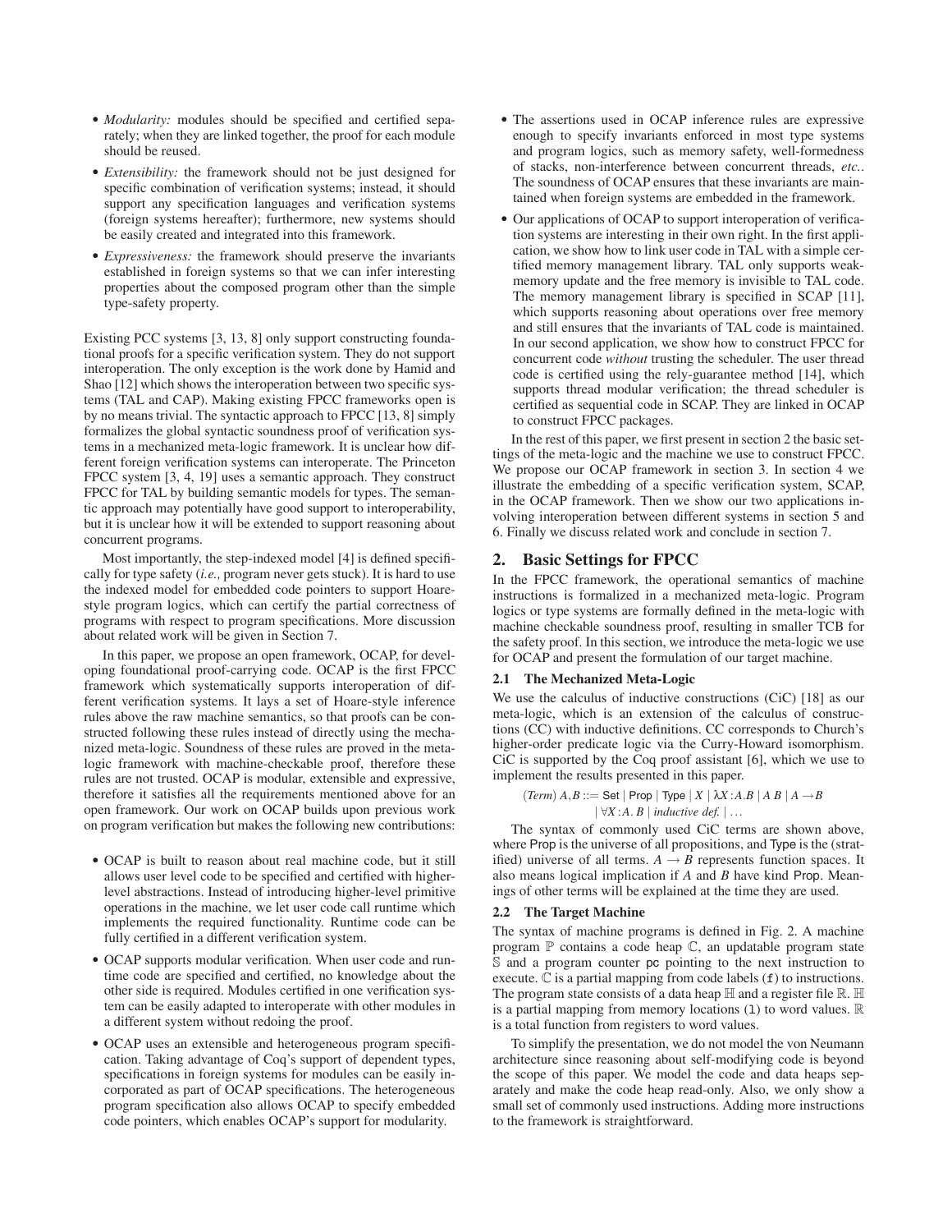- *Modularity:* modules should be specified and certified separately; when they are linked together, the proof for each module should be reused.
- *Extensibility:* the framework should not be just designed for specific combination of verification systems; instead, it should support any specification languages and verification systems (foreign systems hereafter); furthermore, new systems should be easily created and integrated into this framework.
- *Expressiveness:* the framework should preserve the invariants established in foreign systems so that we can infer interesting properties about the composed program other than the simple type-safety property.

Existing PCC systems [3, 13, 8] only support constructing foundational proofs for a specific verification system. They do not support interoperation. The only exception is the work done by Hamid and Shao [12] which shows the interoperation between two specific systems (TAL and CAP). Making existing FPCC frameworks open is by no means trivial. The syntactic approach to FPCC [13, 8] simply formalizes the global syntactic soundness proof of verification systems in a mechanized meta-logic framework. It is unclear how different foreign verification systems can interoperate. The Princeton FPCC system [3, 4, 19] uses a semantic approach. They construct FPCC for TAL by building semantic models for types. The semantic approach may potentially have good support to interoperability, but it is unclear how it will be extended to support reasoning about concurrent programs.

Most importantly, the step-indexed model [4] is defined specifically for type safety (*i.e.,* program never gets stuck). It is hard to use the indexed model for embedded code pointers to support Hoare-style program logics, which can certify the partial correctness of programs with respect to program specifications. More discussion about related work will be given in Section 7.

In this paper, we propose an open framework, OCAP, for developing foundational proof-carrying code. OCAP is the first FPCC framework which systematically supports interoperation of different verification systems. It lays a set of Hoare-style inference rules above the raw machine semantics, so that proofs can be constructed following these rules instead of directly using the mechanized meta-logic. Soundness of these rules are proved in the meta-logic framework with machine-checkable proof, therefore these rules are not trusted. OCAP is modular, extensible and expressive, therefore it satisfies all the requirements mentioned above for an open framework. Our work on OCAP builds upon previous work on program verification but makes the following new contributions:

- OCAP is built to reason about real machine code, but it still allows user level code to be specified and certified with higher-level abstractions. Instead of introducing higher-level primitive operations in the machine, we let user code call runtime which implements the required functionality. Runtime code can be fully certified in a different verification system.
- OCAP supports modular verification. When user code and runtime code are specified and certified, no knowledge about the other side is required. Modules certified in one verification system can be easily adapted to interoperate with other modules in a different system without redoing the proof.
- OCAP uses an extensible and heterogeneous program specification. Taking advantage of Coq's support of dependent types, specifications in foreign systems for modules can be easily incorporated as part of OCAP specifications. The heterogeneous program specification also allows OCAP to specify embedded code pointers, which enables OCAP's support for modularity.
- The assertions used in OCAP inference rules are expressive enough to specify invariants enforced in most type systems and program logics, such as memory safety, well-formedness of stacks, non-interference between concurrent threads, *etc.*. The soundness of OCAP ensures that these invariants are maintained when foreign systems are embedded in the framework.
- Our applications of OCAP to support interoperation of verification systems are interesting in their own right. In the first application, we show how to link user code in TAL with a simple certified memory management library. TAL only supports weak-memory update and the free memory is invisible to TAL code. The memory management library is specified in SCAP [11], which supports reasoning about operations over free memory and still ensures that the invariants of TAL code is maintained. In our second application, we show how to construct FPCC for concurrent code *without* trusting the scheduler. The user thread code is certified using the rely-guarantee method [14], which supports thread modular verification; the thread scheduler is certified as sequential code in SCAP. They are linked in OCAP to construct FPCC packages.

In the rest of this paper, we first present in section 2 the basic settings of the meta-logic and the machine we use to construct FPCC. We propose our OCAP framework in section 3. In section 4 we illustrate the embedding of a specific verification system, SCAP, in the OCAP framework. Then we show our two applications involving interoperation between different systems in section 5 and 6. Finally we discuss related work and conclude in section 7.

## 2. Basic Settings for FPCC

In the FPCC framework, the operational semantics of machine instructions is formalized in a mechanized meta-logic. Program logics or type systems are formally defined in the meta-logic with machine checkable soundness proof, resulting in smaller TCB for the safety proof. In this section, we introduce the meta-logic we use for OCAP and present the formulation of our target machine.

### 2.1 The Mechanized Meta-Logic

We use the calculus of inductive constructions (CiC) [18] as our meta-logic, which is an extension of the calculus of constructions (CC) with inductive definitions. CC corresponds to Church's higher-order predicate logic via the Curry-Howard isomorphism. CiC is supported by the Coq proof assistant [6], which we use to implement the results presented in this paper.

$$(Term)\ A,B ::= \mathsf{Set} \mid \mathsf{Prop} \mid \mathsf{Type} \mid X \mid \lambda X{:}A.B \mid A\ B \mid A \rightarrow B \mid \forall X{:}A.\ B \mid \textit{inductive def.} \mid \ldots$$

The syntax of commonly used CiC terms are shown above, where Prop is the universe of all propositions, and Type is the (stratified) universe of all terms. $A \rightarrow B$ represents function spaces. It also means logical implication if $A$ and $B$ have kind Prop. Meanings of other terms will be explained at the time they are used.

### 2.2 The Target Machine

The syntax of machine programs is defined in Fig. 2. A machine program $\mathbb{P}$ contains a code heap $\mathbb{C}$, an updatable program state $\mathbb{S}$ and a program counter pc pointing to the next instruction to execute. $\mathbb{C}$ is a partial mapping from code labels (f) to instructions. The program state consists of a data heap $\mathbb{H}$ and a register file $\mathbb{R}$. $\mathbb{H}$ is a partial mapping from memory locations (l) to word values. $\mathbb{R}$ is a total function from registers to word values.

To simplify the presentation, we do not model the von Neumann architecture since reasoning about self-modifying code is beyond the scope of this paper. We model the code and data heaps separately and make the code heap read-only. Also, we only show a small set of commonly used instructions. Adding more instructions to the framework is straightforward.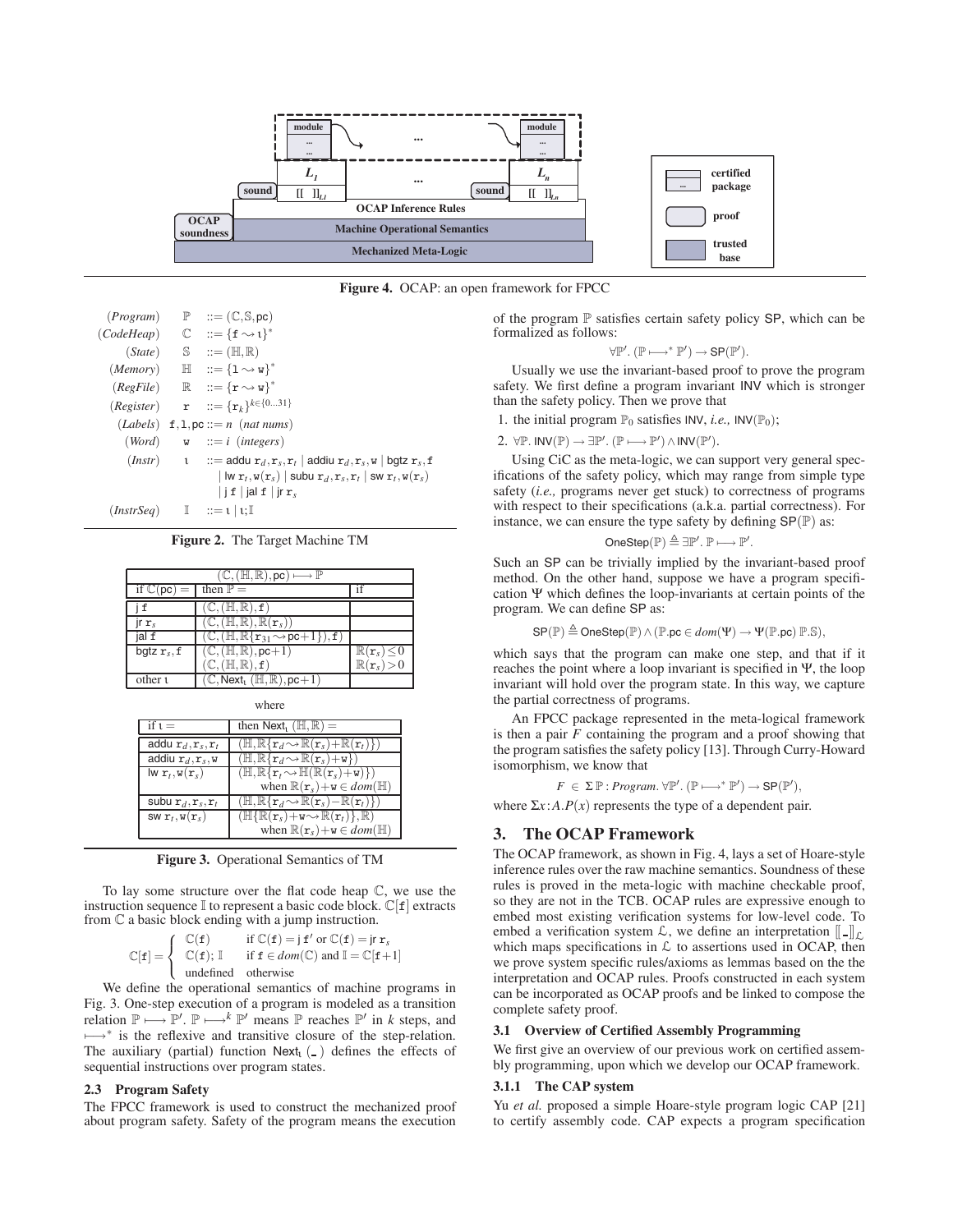**Figure 4.** OCAP: an open framework for FPCC

$$
\begin{array}{llcl}
(\mathit{Program}) & \mathbb{P} & ::= & (\mathbb{C}, \mathbb{S}, \mathsf{pc}) \\
(\mathit{CodeHeap}) & \mathbb{C} & ::= & \{\mathtt{f} \rightsquigarrow \iota\}^* \\
(\mathit{State}) & \mathbb{S} & ::= & (\mathbb{H}, \mathbb{R}) \\
(\mathit{Memory}) & \mathbb{H} & ::= & \{\mathtt{l} \rightsquigarrow \mathtt{w}\}^* \\
(\mathit{RegFile}) & \mathbb{R} & ::= & \{\mathtt{r} \rightsquigarrow \mathtt{w}\}^* \\
(\mathit{Register}) & \mathtt{r} & ::= & \{\mathtt{r}_k\}^{k \in \{0\ldots31\}} \\
(\mathit{Labels}) & \mathtt{f}, \mathtt{l}, \mathsf{pc} & ::= & n \ (\mathit{nat\ nums}) \\
(\mathit{Word}) & \mathtt{w} & ::= & i \ (\mathit{integers}) \\
(\mathit{Instr}) & \iota & ::= & \mathsf{addu}\ \mathtt{r}_d, \mathtt{r}_s, \mathtt{r}_t \mid \mathsf{addiu}\ \mathtt{r}_d, \mathtt{r}_s, \mathtt{w} \mid \mathsf{bgtz}\ \mathtt{r}_s, \mathtt{f} \\
& & & \mid \mathsf{lw}\ \mathtt{r}_t, \mathtt{w}(\mathtt{r}_s) \mid \mathsf{subu}\ \mathtt{r}_d, \mathtt{r}_s, \mathtt{r}_t \mid \mathsf{sw}\ \mathtt{r}_t, \mathtt{w}(\mathtt{r}_s) \\
& & & \mid \mathsf{j}\ \mathtt{f} \mid \mathsf{jal}\ \mathtt{f} \mid \mathsf{jr}\ \mathtt{r}_s \\
(\mathit{InstrSeq}) & \mathbb{I} & ::= & \iota \mid \iota; \mathbb{I}
\end{array}
$$

**Figure 2.** The Target Machine TM

| $(\mathbb{C}, (\mathbb{H}, \mathbb{R}), \mathsf{pc}) \longmapsto \mathbb{P}$ | | |
|---|---|---|
| if $\mathbb{C}(\mathsf{pc}) =$ | then $\mathbb{P} =$ | if |
| $\mathsf{j}\ \mathtt{f}$ | $(\mathbb{C}, (\mathbb{H}, \mathbb{R}), \mathtt{f})$ | |
| $\mathsf{jr}\ \mathtt{r}_s$ | $(\mathbb{C}, (\mathbb{H}, \mathbb{R}), \mathbb{R}(\mathtt{r}_s))$ | |
| $\mathsf{jal}\ \mathtt{f}$ | $(\mathbb{C}, (\mathbb{H}, \mathbb{R}\{\mathtt{r}_{31} \rightsquigarrow \mathsf{pc}+1\}), \mathtt{f})$ | |
| $\mathsf{bgtz}\ \mathtt{r}_s, \mathtt{f}$ | $(\mathbb{C}, (\mathbb{H}, \mathbb{R}), \mathsf{pc}+1)$ | $\mathbb{R}(\mathtt{r}_s) \leq 0$ |
| | $(\mathbb{C}, (\mathbb{H}, \mathbb{R}), \mathtt{f})$ | $\mathbb{R}(\mathtt{r}_s) > 0$ |
| other $\iota$ | $(\mathbb{C}, \mathsf{Next}_\iota\ (\mathbb{H}, \mathbb{R}), \mathsf{pc}+1)$ | |

where

| if $\iota =$ | then $\mathsf{Next}_\iota\ (\mathbb{H}, \mathbb{R}) =$ |
|---|---|
| $\mathsf{addu}\ \mathtt{r}_d, \mathtt{r}_s, \mathtt{r}_t$ | $(\mathbb{H}, \mathbb{R}\{\mathtt{r}_d \rightsquigarrow \mathbb{R}(\mathtt{r}_s) + \mathbb{R}(\mathtt{r}_t)\})$ |
| $\mathsf{addiu}\ \mathtt{r}_d, \mathtt{r}_s, \mathtt{w}$ | $(\mathbb{H}, \mathbb{R}\{\mathtt{r}_d \rightsquigarrow \mathbb{R}(\mathtt{r}_s) + \mathtt{w}\})$ |
| $\mathsf{lw}\ \mathtt{r}_t, \mathtt{w}(\mathtt{r}_s)$ | $(\mathbb{H}, \mathbb{R}\{\mathtt{r}_t \rightsquigarrow \mathbb{H}(\mathbb{R}(\mathtt{r}_s) + \mathtt{w})\})$ when $\mathbb{R}(\mathtt{r}_s) + \mathtt{w} \in dom(\mathbb{H})$ |
| $\mathsf{subu}\ \mathtt{r}_d, \mathtt{r}_s, \mathtt{r}_t$ | $(\mathbb{H}, \mathbb{R}\{\mathtt{r}_d \rightsquigarrow \mathbb{R}(\mathtt{r}_s) - \mathbb{R}(\mathtt{r}_t)\})$ |
| $\mathsf{sw}\ \mathtt{r}_t, \mathtt{w}(\mathtt{r}_s)$ | $(\mathbb{H}\{\mathbb{R}(\mathtt{r}_s) + \mathtt{w} \rightsquigarrow \mathbb{R}(\mathtt{r}_t)\}, \mathbb{R})$ when $\mathbb{R}(\mathtt{r}_s) + \mathtt{w} \in dom(\mathbb{H})$ |

**Figure 3.** Operational Semantics of TM

To lay some structure over the flat code heap $\mathbb{C}$, we use the instruction sequence $\mathbb{I}$ to represent a basic code block. $\mathbb{C}[\mathtt{f}]$ extracts from $\mathbb{C}$ a basic block ending with a jump instruction.

$$
\mathbb{C}[\mathtt{f}] = \begin{cases} \mathbb{C}(\mathtt{f}) & \text{if } \mathbb{C}(\mathtt{f}) = \mathsf{j}\ \mathtt{f}' \text{ or } \mathbb{C}(\mathtt{f}) = \mathsf{jr}\ \mathtt{r}_s \\ \mathbb{C}(\mathtt{f}); \mathbb{I} & \text{if } \mathtt{f} \in dom(\mathbb{C}) \text{ and } \mathbb{I} = \mathbb{C}[\mathtt{f}+1] \\ \text{undefined} & \text{otherwise} \end{cases}
$$

We define the operational semantics of machine programs in Fig. 3. One-step execution of a program is modeled as a transition relation $\mathbb{P} \longmapsto \mathbb{P}'$. $\mathbb{P} \longmapsto^k \mathbb{P}'$ means $\mathbb{P}$ reaches $\mathbb{P}'$ in $k$ steps, and $\longmapsto^*$ is the reflexive and transitive closure of the step-relation. The auxiliary (partial) function $\mathsf{Next}_\iota\ (\_)$ defines the effects of sequential instructions over program states.

### 2.3 Program Safety

The FPCC framework is used to construct the mechanized proof about program safety. Safety of the program means the execution of the program $\mathbb{P}$ satisfies certain safety policy $\mathsf{SP}$, which can be formalized as follows:

$$\forall \mathbb{P}'. (\mathbb{P} \longmapsto^* \mathbb{P}') \rightarrow \mathsf{SP}(\mathbb{P}').$$

Usually we use the invariant-based proof to prove the program safety. We first define a program invariant $\mathsf{INV}$ which is stronger than the safety policy. Then we prove that

1. the initial program $\mathbb{P}_0$ satisfies $\mathsf{INV}$, *i.e.,* $\mathsf{INV}(\mathbb{P}_0)$;
2. $\forall \mathbb{P}. \mathsf{INV}(\mathbb{P}) \rightarrow \exists \mathbb{P}'. (\mathbb{P} \longmapsto \mathbb{P}') \wedge \mathsf{INV}(\mathbb{P}')$.

Using CiC as the meta-logic, we can support very general specifications of the safety policy, which may range from simple type safety (*i.e.,* programs never get stuck) to correctness of programs with respect to their specifications (a.k.a. partial correctness). For instance, we can ensure the type safety by defining $\mathsf{SP}(\mathbb{P})$ as:

$$\mathsf{OneStep}(\mathbb{P}) \triangleq \exists \mathbb{P}'. \mathbb{P} \longmapsto \mathbb{P}'.$$

Such an $\mathsf{SP}$ can be trivially implied by the invariant-based proof method. On the other hand, suppose we have a program specification $\Psi$ which defines the loop-invariants at certain points of the program. We can define $\mathsf{SP}$ as:

$$\mathsf{SP}(\mathbb{P}) \triangleq \mathsf{OneStep}(\mathbb{P}) \wedge (\mathbb{P}.\mathsf{pc} \in dom(\Psi) \rightarrow \Psi(\mathbb{P}.\mathsf{pc})\ \mathbb{P}.\mathbb{S}),$$

which says that the program can make one step, and that if it reaches the point where a loop invariant is specified in $\Psi$, the loop invariant will hold over the program state. In this way, we capture the partial correctness of programs.

An FPCC package represented in the meta-logical framework is then a pair $F$ containing the program and a proof showing that the program satisfies the safety policy [13]. Through Curry-Howard isomorphism, we know that

$$F \in \Sigma\, \mathbb{P} : \mathit{Program}.\ \forall \mathbb{P}'. (\mathbb{P} \longmapsto^* \mathbb{P}') \rightarrow \mathsf{SP}(\mathbb{P}'),$$

where $\Sigma x{:}A.P(x)$ represents the type of a dependent pair.

## 3. The OCAP Framework

The OCAP framework, as shown in Fig. 4, lays a set of Hoare-style inference rules over the raw machine semantics. Soundness of these rules is proved in the meta-logic with machine checkable proof, so they are not in the TCB. OCAP rules are expressive enough to embed most existing verification systems for low-level code. To embed a verification system $\mathcal{L}$, we define an interpretation $[\![\_]\!]_{\mathcal{L}}$ which maps specifications in $\mathcal{L}$ to assertions used in OCAP, then we prove system specific rules/axioms as lemmas based on the the interpretation and OCAP rules. Proofs constructed in each system can be incorporated as OCAP proofs and be linked to compose the complete safety proof.

### 3.1 Overview of Certified Assembly Programming

We first give an overview of our previous work on certified assembly programming, upon which we develop our OCAP framework.

#### 3.1.1 The CAP system

Yu *et al.* proposed a simple Hoare-style program logic CAP [21] to certify assembly code. CAP expects a program specification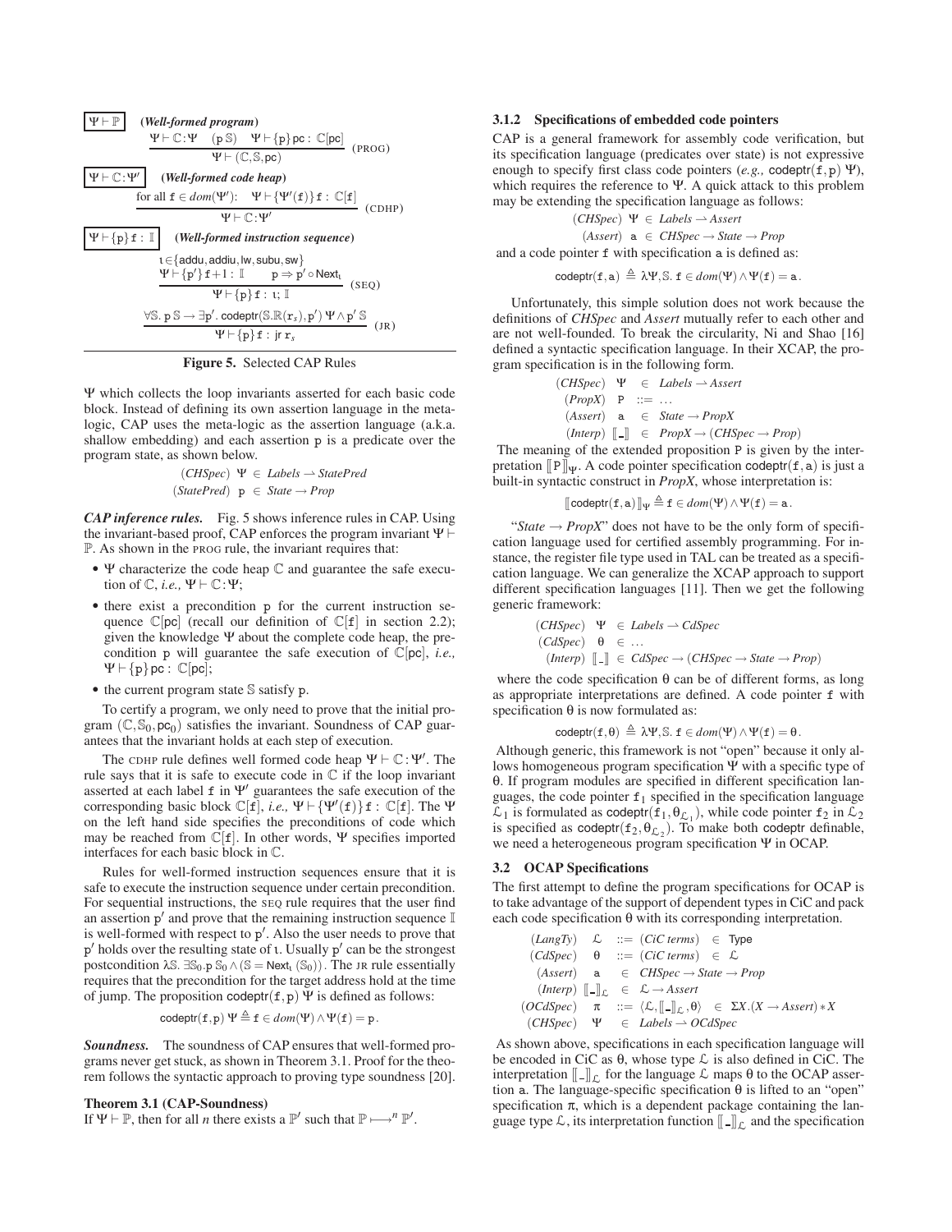$\boxed{\Psi \vdash \mathbb{P}}$ ***(Well-formed program)***

$$\frac{\Psi \vdash \mathbb{C}{:}\Psi \quad (\mathtt{p}\ \mathbb{S}) \quad \Psi \vdash \{\mathtt{p}\}\,\mathsf{pc} : \mathbb{C}[\mathsf{pc}]}{\Psi \vdash (\mathbb{C}, \mathbb{S}, \mathsf{pc})} \ (\text{PROG})$$

$\boxed{\Psi \vdash \mathbb{C}{:}\Psi'}$ ***(Well-formed code heap)***

$$\frac{\text{for all } \mathtt{f} \in dom(\Psi'){:} \quad \Psi \vdash \{\Psi'(\mathtt{f})\}\,\mathtt{f} : \mathbb{C}[\mathtt{f}]}{\Psi \vdash \mathbb{C}{:}\Psi'} \ (\text{CDHP})$$

$\boxed{\Psi \vdash \{\mathtt{p}\}\,\mathtt{f} : \mathbb{I}}$ ***(Well-formed instruction sequence)***

$$\frac{\iota \in \{\mathsf{addu}, \mathsf{addiu}, \mathsf{lw}, \mathsf{subu}, \mathsf{sw}\} \quad \Psi \vdash \{\mathtt{p}'\}\,\mathtt{f}{+}1 : \mathbb{I} \quad \mathtt{p} \Rightarrow \mathtt{p}' \circ \mathsf{Next}_\iota}{\Psi \vdash \{\mathtt{p}\}\,\mathtt{f} : \iota;\, \mathbb{I}} \ (\text{SEQ})$$

$$\frac{\forall \mathbb{S}.\ \mathtt{p}\ \mathbb{S} \rightarrow \exists \mathtt{p}'.\ \mathsf{codeptr}(\mathbb{S}.\mathbb{R}(\mathtt{r}_s), \mathtt{p}')\ \Psi \wedge \mathtt{p}'\ \mathbb{S}}{\Psi \vdash \{\mathtt{p}\}\,\mathtt{f} : \mathsf{jr}\ \mathtt{r}_s} \ (\text{JR})$$

**Figure 5.** Selected CAP Rules

$\Psi$ which collects the loop invariants asserted for each basic code block. Instead of defining its own assertion language in the meta-logic, CAP uses the meta-logic as the assertion language (a.k.a. shallow embedding) and each assertion $\mathtt{p}$ is a predicate over the program state, as shown below.

$$(CHSpec)\ \ \Psi \in Labels \rightharpoonup StatePred$$
$$(StatePred)\ \ \mathtt{p} \in State \rightarrow Prop$$

***CAP inference rules.*** Fig. 5 shows inference rules in CAP. Using the invariant-based proof, CAP enforces the program invariant $\Psi \vdash \mathbb{P}$. As shown in the PROG rule, the invariant requires that:

- $\Psi$ characterize the code heap $\mathbb{C}$ and guarantee the safe execution of $\mathbb{C}$, *i.e.,* $\Psi \vdash \mathbb{C}{:}\Psi$;
- there exist a precondition $\mathtt{p}$ for the current instruction sequence $\mathbb{C}[\mathsf{pc}]$ (recall our definition of $\mathbb{C}[\mathtt{f}]$ in section 2.2); given the knowledge $\Psi$ about the complete code heap, the precondition $\mathtt{p}$ will guarantee the safe execution of $\mathbb{C}[\mathsf{pc}]$, *i.e.,* $\Psi \vdash \{\mathtt{p}\}\,\mathsf{pc} : \mathbb{C}[\mathsf{pc}]$;
- the current program state $\mathbb{S}$ satisfy $\mathtt{p}$.

To certify a program, we only need to prove that the initial program $(\mathbb{C}, \mathbb{S}_0, \mathsf{pc}_0)$ satisfies the invariant. Soundness of CAP guarantees that the invariant holds at each step of execution.

The CDHP rule defines well formed code heap $\Psi \vdash \mathbb{C}{:}\Psi'$. The rule says that it is safe to execute code in $\mathbb{C}$ if the loop invariant asserted at each label $\mathtt{f}$ in $\Psi'$ guarantees the safe execution of the corresponding basic block $\mathbb{C}[\mathtt{f}]$, *i.e.,* $\Psi \vdash \{\Psi'(\mathtt{f})\}\,\mathtt{f} : \mathbb{C}[\mathtt{f}]$. The $\Psi$ on the left hand side specifies the preconditions of code which may be reached from $\mathbb{C}[\mathtt{f}]$. In other words, $\Psi$ specifies imported interfaces for each basic block in $\mathbb{C}$.

Rules for well-formed instruction sequences ensure that it is safe to execute the instruction sequence under certain precondition. For sequential instructions, the SEQ rule requires that the user find an assertion $\mathtt{p}'$ and prove that the remaining instruction sequence $\mathbb{I}$ is well-formed with respect to $\mathtt{p}'$. Also the user needs to prove that $\mathtt{p}'$ holds over the resulting state of $\iota$. Usually $\mathtt{p}'$ can be the strongest postcondition $\lambda\mathbb{S}.\ \exists \mathbb{S}_0.\mathtt{p}\ \mathbb{S}_0 \wedge (\mathbb{S} = \mathsf{Next}_\iota(\mathbb{S}_0))$. The JR rule essentially requires that the precondition for the target address hold at the time of jump. The proposition $\mathsf{codeptr}(\mathtt{f}, \mathtt{p})\ \Psi$ is defined as follows:

$$\mathsf{codeptr}(\mathtt{f}, \mathtt{p})\ \Psi \triangleq \mathtt{f} \in dom(\Psi) \wedge \Psi(\mathtt{f}) = \mathtt{p}\,.$$

***Soundness.*** The soundness of CAP ensures that well-formed programs never get stuck, as shown in Theorem 3.1. Proof for the theorem follows the syntactic approach to proving type soundness [20].

**Theorem 3.1 (CAP-Soundness)**
If $\Psi \vdash \mathbb{P}$, then for all $n$ there exists a $\mathbb{P}'$ such that $\mathbb{P} \longmapsto^n \mathbb{P}'$.

### 3.1.2 Specifications of embedded code pointers

CAP is a general framework for assembly code verification, but its specification language (predicates over state) is not expressive enough to specify first class code pointers (*e.g.,* $\mathsf{codeptr}(\mathtt{f}, \mathtt{p})\ \Psi$), which requires the reference to $\Psi$. A quick attack to this problem may be extending the specification language as follows:

$$(CHSpec)\ \ \Psi \in Labels \rightharpoonup Assert$$
$$(Assert)\ \ \mathtt{a} \in CHSpec \rightarrow State \rightarrow Prop$$

and a code pointer $\mathtt{f}$ with specification $\mathtt{a}$ is defined as:

$$\mathsf{codeptr}(\mathtt{f}, \mathtt{a}) \triangleq \lambda\Psi, \mathbb{S}.\ \mathtt{f} \in dom(\Psi) \wedge \Psi(\mathtt{f}) = \mathtt{a}\,.$$

Unfortunately, this simple solution does not work because the definitions of *CHSpec* and *Assert* mutually refer to each other and are not well-founded. To break the circularity, Ni and Shao [16] defined a syntactic specification language. In their XCAP, the program specification is in the following form.

$$\begin{array}{llll}
(CHSpec) & \Psi & \in & Labels \rightharpoonup Assert \\
(PropX) & \mathtt{P} & ::= & \ldots \\
(Assert) & \mathtt{a} & \in & State \rightarrow PropX \\
(Interp) & [\![\_]\!] & \in & PropX \rightarrow (CHSpec \rightarrow Prop)
\end{array}$$

The meaning of the extended proposition $\mathtt{P}$ is given by the interpretation $[\![\mathtt{P}]\!]_\Psi$. A code pointer specification $\mathsf{codeptr}(\mathtt{f}, \mathtt{a})$ is just a built-in syntactic construct in *PropX*, whose interpretation is:

$$[\![\mathsf{codeptr}(\mathtt{f}, \mathtt{a})]\!]_\Psi \triangleq \mathtt{f} \in dom(\Psi) \wedge \Psi(\mathtt{f}) = \mathtt{a}\,.$$

"*State* $\rightarrow$ *PropX*" does not have to be the only form of specification language used for certified assembly programming. For instance, the register file type used in TAL can be treated as a specification language. We can generalize the XCAP approach to support different specification languages [11]. Then we get the following generic framework:

$$\begin{array}{llll}
(CHSpec) & \Psi & \in & Labels \rightharpoonup CdSpec \\
(CdSpec) & \theta & \in & \ldots \\
(Interp) & [\![\_]\!] & \in & CdSpec \rightarrow (CHSpec \rightarrow State \rightarrow Prop)
\end{array}$$

where the code specification $\theta$ can be of different forms, as long as appropriate interpretations are defined. A code pointer $\mathtt{f}$ with specification $\theta$ is now formulated as:

$$\mathsf{codeptr}(\mathtt{f}, \theta) \triangleq \lambda\Psi, \mathbb{S}.\ \mathtt{f} \in dom(\Psi) \wedge \Psi(\mathtt{f}) = \theta\,.$$

Although generic, this framework is not "open" because it only allows homogeneous program specification $\Psi$ with a specific type of $\theta$. If program modules are specified in different specification languages, the code pointer $\mathtt{f}_1$ specified in the specification language $\mathcal{L}_1$ is formulated as $\mathsf{codeptr}(\mathtt{f}_1, \theta_{\mathcal{L}_1})$, while code pointer $\mathtt{f}_2$ in $\mathcal{L}_2$ is specified as $\mathsf{codeptr}(\mathtt{f}_2, \theta_{\mathcal{L}_2})$. To make both codeptr definable, we need a heterogeneous program specification $\Psi$ in OCAP.

## 3.2 OCAP Specifications

The first attempt to define the program specifications for OCAP is to take advantage of the support of dependent types in CiC and pack each code specification $\theta$ with its corresponding interpretation.

$$\begin{array}{llll}
(LangTy) & \mathcal{L} & ::= & (CiC\ terms) \ \in\ \mathsf{Type} \\
(CdSpec) & \theta & ::= & (CiC\ terms) \ \in\ \mathcal{L} \\
(Assert) & \mathtt{a} & \in & CHSpec \rightarrow State \rightarrow Prop \\
(Interp) & [\![\_]\!]_\mathcal{L} & \in & \mathcal{L} \rightarrow Assert \\
(OCdSpec) & \pi & ::= & \langle \mathcal{L}, [\![\_]\!]_\mathcal{L}, \theta \rangle \ \in\ \Sigma X.(X \rightarrow Assert) * X \\
(CHSpec) & \Psi & \in & Labels \rightharpoonup OCdSpec
\end{array}$$

As shown above, specifications in each specification language will be encoded in CiC as $\theta$, whose type $\mathcal{L}$ is also defined in CiC. The interpretation $[\![\_]\!]_\mathcal{L}$ for the language $\mathcal{L}$ maps $\theta$ to the OCAP assertion $\mathtt{a}$. The language-specific specification $\theta$ is lifted to an "open" specification $\pi$, which is a dependent package containing the language type $\mathcal{L}$, its interpretation function $[\![\_]\!]_\mathcal{L}$ and the specification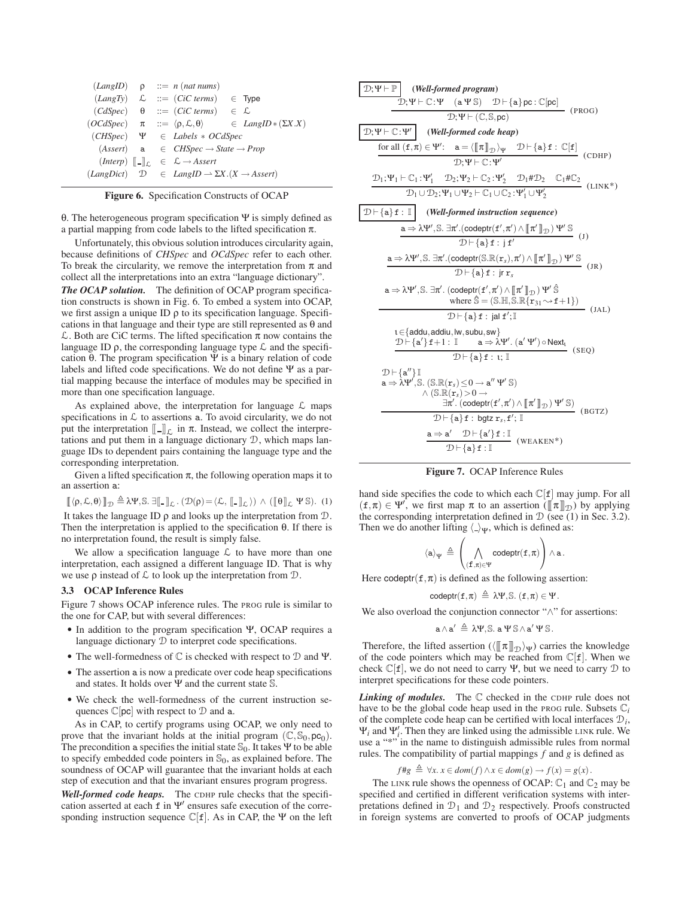$$
\begin{array}{llll}
(\mathit{LangID}) & \rho & ::= n \ (\mathit{nat\ nums}) & \\
(\mathit{LangTy}) & \mathcal{L} & ::= (\mathit{CiC\ terms}) & \in \mathsf{Type} \\
(\mathit{CdSpec}) & \theta & ::= (\mathit{CiC\ terms}) & \in \mathcal{L} \\
(\mathit{OCdSpec}) & \pi & ::= \langle \rho, \mathcal{L}, \theta \rangle & \in \mathit{LangID} * (\Sigma X.X) \\
(\mathit{CHSpec}) & \Psi & \in \mathit{Labels} * \mathit{OCdSpec} & \\
(\mathit{Assert}) & \mathtt{a} & \in \mathit{CHSpec} \to \mathit{State} \to \mathit{Prop} & \\
(\mathit{Interp}) & [\![\_]\!]_{\mathcal{L}} & \in \mathcal{L} \to \mathit{Assert} & \\
(\mathit{LangDict}) & \mathcal{D} & \in \mathit{LangID} \rightharpoonup \Sigma X.(X \to \mathit{Assert}) &
\end{array}
$$

**Figure 6.** Specification Constructs of OCAP

$\theta$. The heterogeneous program specification $\Psi$ is simply defined as a partial mapping from code labels to the lifted specification $\pi$.

Unfortunately, this obvious solution introduces circularity again, because definitions of *CHSpec* and *OCdSpec* refer to each other. To break the circularity, we remove the interpretation from $\pi$ and collect all the interpretations into an extra "language dictionary".

***The OCAP solution.*** The definition of OCAP program specification constructs is shown in Fig. 6. To embed a system into OCAP, we first assign a unique ID $\rho$ to its specification language. Specifications in that language and their type are still represented as $\theta$ and $\mathcal{L}$. Both are CiC terms. The lifted specification $\pi$ now contains the language ID $\rho$, the corresponding language type $\mathcal{L}$ and the specification $\theta$. The program specification $\Psi$ is a binary relation of code labels and lifted code specifications. We do not define $\Psi$ as a partial mapping because the interface of modules may be specified in more than one specification language.

As explained above, the interpretation for language $\mathcal{L}$ maps specifications in $\mathcal{L}$ to assertions $\mathtt{a}$. To avoid circularity, we do not put the interpretation $[\![\_]\!]_{\mathcal{L}}$ in $\pi$. Instead, we collect the interpretations and put them in a language dictionary $\mathcal{D}$, which maps language IDs to dependent pairs containing the language type and the corresponding interpretation.

Given a lifted specification $\pi$, the following operation maps it to an assertion $\mathtt{a}$:

$$[\![\langle \rho, \mathcal{L}, \theta \rangle]\!]_{\mathcal{D}} \triangleq \lambda\Psi, \mathbb{S}.\ \exists [\![\_]\!]_{\mathcal{L}}.\ (\mathcal{D}(\rho) = \langle \mathcal{L}, [\![\_]\!]_{\mathcal{L}} \rangle) \wedge ([\![\theta]\!]_{\mathcal{L}}\ \Psi\ \mathbb{S}). \quad (1)$$

It takes the language ID $\rho$ and looks up the interpretation from $\mathcal{D}$. Then the interpretation is applied to the specification $\theta$. If there is no interpretation found, the result is simply false.

We allow a specification language $\mathcal{L}$ to have more than one interpretation, each assigned a different language ID. That is why we use $\rho$ instead of $\mathcal{L}$ to look up the interpretation from $\mathcal{D}$.

### 3.3 OCAP Inference Rules

Figure 7 shows OCAP inference rules. The PROG rule is similar to the one for CAP, but with several differences:

- In addition to the program specification $\Psi$, OCAP requires a language dictionary $\mathcal{D}$ to interpret code specifications.
- The well-formedness of $\mathbb{C}$ is checked with respect to $\mathcal{D}$ and $\Psi$.
- The assertion $\mathtt{a}$ is now a predicate over code heap specifications and states. It holds over $\Psi$ and the current state $\mathbb{S}$.
- We check the well-formedness of the current instruction sequences $\mathbb{C}[\mathsf{pc}]$ with respect to $\mathcal{D}$ and $\mathtt{a}$.

As in CAP, to certify programs using OCAP, we only need to prove that the invariant holds at the initial program $(\mathbb{C}, \mathbb{S}_0, \mathsf{pc}_0)$. The precondition $\mathtt{a}$ specifies the initial state $\mathbb{S}_0$. It takes $\Psi$ to be able to specify embedded code pointers in $\mathbb{S}_0$, as explained before. The soundness of OCAP will guarantee that the invariant holds at each step of execution and that the invariant ensures program progress.

***Well-formed code heaps.*** The CDHP rule checks that the specification asserted at each $\mathtt{f}$ in $\Psi'$ ensures safe execution of the corresponding instruction sequence $\mathbb{C}[\mathtt{f}]$. As in CAP, the $\Psi$ on the left

$\boxed{\mathcal{D};\Psi \vdash \mathbb{P}}$ ***(Well-formed program)***

$$\frac{\mathcal{D};\Psi \vdash \mathbb{C}:\Psi \quad (\mathtt{a}\ \Psi\ \mathbb{S}) \quad \mathcal{D} \vdash \{\mathtt{a}\}\,\mathsf{pc} : \mathbb{C}[\mathsf{pc}]}{\mathcal{D};\Psi \vdash (\mathbb{C}, \mathbb{S}, \mathsf{pc})} \ (\text{PROG})$$

$\boxed{\mathcal{D};\Psi \vdash \mathbb{C}:\Psi'}$ ***(Well-formed code heap)***

$$\frac{\text{for all } (\mathtt{f},\pi) \in \Psi': \quad \mathtt{a} = \langle [\![\pi]\!]_{\mathcal{D}} \rangle_{\Psi} \quad \mathcal{D} \vdash \{\mathtt{a}\}\,\mathtt{f} : \mathbb{C}[\mathtt{f}]}{\mathcal{D};\Psi \vdash \mathbb{C}:\Psi'} \ (\text{CDHP})$$

$$\frac{\mathcal{D}_1;\Psi_1 \vdash \mathbb{C}_1:\Psi_1' \quad \mathcal{D}_2;\Psi_2 \vdash \mathbb{C}_2:\Psi_2' \quad \mathcal{D}_1 \# \mathcal{D}_2 \quad \mathbb{C}_1 \# \mathbb{C}_2}{\mathcal{D}_1 \cup \mathcal{D}_2; \Psi_1 \cup \Psi_2 \vdash \mathbb{C}_1 \cup \mathbb{C}_2 : \Psi_1' \cup \Psi_2'} \ (\text{LINK*})$$

$\boxed{\mathcal{D} \vdash \{\mathtt{a}\}\,\mathtt{f} : \mathbb{I}}$ ***(Well-formed instruction sequence)***

$$\frac{\mathtt{a} \Rightarrow \lambda\Psi', \mathbb{S}.\ \exists \pi'.(\mathsf{codeptr}(\mathtt{f}', \pi') \wedge [\![\pi']\!]_{\mathcal{D}})\ \Psi'\ \mathbb{S}}{\mathcal{D} \vdash \{\mathtt{a}\}\,\mathtt{f} : \mathtt{j}\ \mathtt{f}'} \ (\text{J})$$

$$\frac{\mathtt{a} \Rightarrow \lambda\Psi', \mathbb{S}.\ \exists \pi'.(\mathsf{codeptr}(\mathbb{S}.\mathbb{R}(\mathtt{r}_s), \pi') \wedge [\![\pi']\!]_{\mathcal{D}})\ \Psi'\ \mathbb{S}}{\mathcal{D} \vdash \{\mathtt{a}\}\,\mathtt{f} : \mathtt{jr}\ \mathtt{r}_s} \ (\text{JR})$$

$$\frac{\begin{array}{c}\mathtt{a} \Rightarrow \lambda\Psi', \mathbb{S}.\ \exists \pi'.\ (\mathsf{codeptr}(\mathtt{f}', \pi') \wedge [\![\pi']\!]_{\mathcal{D}})\ \Psi'\ \hat{\mathbb{S}} \\ \text{where } \hat{\mathbb{S}} = (\mathbb{S}.\mathbb{H}, \mathbb{S}.\mathbb{R}\{\mathtt{r}_{31} \rightsquigarrow \mathtt{f}+1\})\end{array}}{\mathcal{D} \vdash \{\mathtt{a}\}\,\mathtt{f} : \mathtt{jal}\ \mathtt{f}'; \mathbb{I}} \ (\text{JAL})$$

$$\frac{\begin{array}{c}\iota \in \{\mathsf{addu}, \mathsf{addiu}, \mathsf{lw}, \mathsf{subu}, \mathsf{sw}\} \\ \mathcal{D} \vdash \{\mathtt{a}'\}\,\mathtt{f}+1 : \mathbb{I} \qquad \mathtt{a} \Rightarrow \lambda\Psi'.\ (\mathtt{a}'\ \Psi') \circ \mathsf{Next}_\iota\end{array}}{\mathcal{D} \vdash \{\mathtt{a}\}\,\mathtt{f} : \iota; \mathbb{I}} \ (\text{SEQ})$$

$$\frac{\begin{array}{l}\mathcal{D} \vdash \{\mathtt{a}''\}\,\mathbb{I} \\ \mathtt{a} \Rightarrow \lambda\Psi', \mathbb{S}.\ (\mathbb{S}.\mathbb{R}(\mathtt{r}_s) \le 0 \to \mathtt{a}''\ \Psi'\ \mathbb{S}) \\ \qquad \wedge (\mathbb{S}.\mathbb{R}(\mathtt{r}_s) > 0 \to \\ \qquad\quad \exists \pi'.\ (\mathsf{codeptr}(\mathtt{f}', \pi') \wedge [\![\pi']\!]_{\mathcal{D}})\ \Psi'\ \mathbb{S})\end{array}}{\mathcal{D} \vdash \{\mathtt{a}\}\,\mathtt{f} : \mathsf{bgtz}\ \mathtt{r}_s, \mathtt{f}'; \mathbb{I}} \ (\text{BGTZ})$$

$$\frac{\mathtt{a} \Rightarrow \mathtt{a}' \quad \mathcal{D} \vdash \{\mathtt{a}'\}\,\mathtt{f} : \mathbb{I}}{\mathcal{D} \vdash \{\mathtt{a}\}\,\mathtt{f} : \mathbb{I}} \ (\text{WEAKEN*})$$

**Figure 7.** OCAP Inference Rules

hand side specifies the code to which each $\mathbb{C}[\mathtt{f}]$ may jump. For all $(\mathtt{f}, \pi) \in \Psi'$, we first map $\pi$ to an assertion $([\![\pi]\!]_{\mathcal{D}})$ by applying the corresponding interpretation defined in $\mathcal{D}$ (see (1) in Sec. 3.2). Then we do another lifting $\langle \_ \rangle_{\Psi}$, which is defined as:

$$\langle \mathtt{a} \rangle_{\Psi} \triangleq \left( \bigwedge_{(\mathtt{f},\pi) \in \Psi} \mathsf{codeptr}(\mathtt{f}, \pi) \right) \wedge \mathtt{a}.$$

Here $\mathsf{codeptr}(\mathtt{f}, \pi)$ is defined as the following assertion:

$$\mathsf{codeptr}(\mathtt{f}, \pi) \triangleq \lambda\Psi, \mathbb{S}.\ (\mathtt{f}, \pi) \in \Psi.$$

We also overload the conjunction connector "$\wedge$" for assertions:

$$\mathtt{a} \wedge \mathtt{a}' \triangleq \lambda\Psi, \mathbb{S}.\ \mathtt{a}\ \Psi\ \mathbb{S} \wedge \mathtt{a}'\ \Psi\ \mathbb{S}.$$

Therefore, the lifted assertion $(\langle [\![\pi]\!]_{\mathcal{D}} \rangle_{\Psi})$ carries the knowledge of the code pointers which may be reached from $\mathbb{C}[\mathtt{f}]$. When we check $\mathbb{C}[\mathtt{f}]$, we do not need to carry $\Psi$, but we need to carry $\mathcal{D}$ to interpret specifications for these code pointers.

***Linking of modules.*** The $\mathbb{C}$ checked in the CDHP rule does not have to be the global code heap used in the PROG rule. Subsets $\mathbb{C}_i$ of the complete code heap can be certified with local interfaces $\mathcal{D}_i$, $\Psi_i$ and $\Psi_i'$. Then they are linked using the admissible LINK rule. We use a "*" in the name to distinguish admissible rules from normal rules. The compatibility of partial mappings $f$ and $g$ is defined as

$$f \# g \triangleq \forall x.\ x \in dom(f) \wedge x \in dom(g) \to f(x) = g(x).$$

The LINK rule shows the openness of OCAP: $\mathbb{C}_1$ and $\mathbb{C}_2$ may be specified and certified in different verification systems with interpretations defined in $\mathcal{D}_1$ and $\mathcal{D}_2$ respectively. Proofs constructed in foreign systems are converted to proofs of OCAP judgments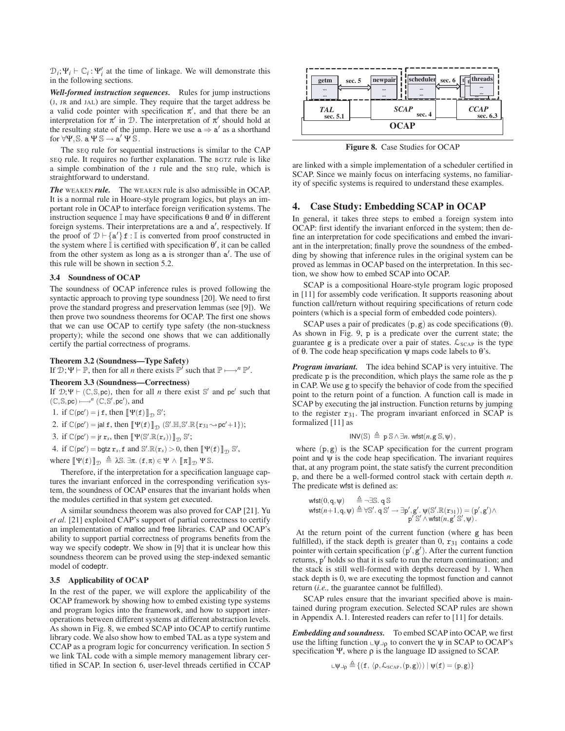$\mathcal{D}_i;\Psi_i \vdash \mathbb{C}_i:\Psi_i'$ at the time of linkage. We will demonstrate this in the following sections.

***Well-formed instruction sequences.*** Rules for jump instructions (J, JR and JAL) are simple. They require that the target address be a valid code pointer with specification $\pi'$, and that there be an interpretation for $\pi'$ in $\mathcal{D}$. The interpretation of $\pi'$ should hold at the resulting state of the jump. Here we use $\mathtt{a} \Rightarrow \mathtt{a}'$ as a shorthand for $\forall \Psi, \mathbb{S}.\ \mathtt{a}\ \Psi\ \mathbb{S} \rightarrow \mathtt{a}'\ \Psi\ \mathbb{S}$.

The SEQ rule for sequential instructions is similar to the CAP SEQ rule. It requires no further explanation. The BGTZ rule is like a simple combination of the J rule and the SEQ rule, which is straightforward to understand.

***The*** WEAKEN ***rule.*** The WEAKEN rule is also admissible in OCAP. It is a normal rule in Hoare-style program logics, but plays an important role in OCAP to interface foreign verification systems. The instruction sequence $\mathbb{I}$ may have specifications $\theta$ and $\theta'$ in different foreign systems. Their interpretations are $\mathtt{a}$ and $\mathtt{a}'$, respectively. If the proof of $\mathcal{D} \vdash \{\mathtt{a}'\}\mathtt{f}:\mathbb{I}$ is converted from proof constructed in the system where $\mathbb{I}$ is certified with specification $\theta'$, it can be called from the other system as long as $\mathtt{a}$ is stronger than $\mathtt{a}'$. The use of this rule will be shown in section 5.2.

### 3.4 Soundness of OCAP

The soundness of OCAP inference rules is proved following the syntactic approach to proving type soundness [20]. We need to first prove the standard progress and preservation lemmas (see [9]). We then prove two soundness theorems for OCAP. The first one shows that we can use OCAP to certify type safety (the non-stuckness property); while the second one shows that we can additionally certify the partial correctness of programs.

**Theorem 3.2 (Soundness—Type Safety)**
If $\mathcal{D};\Psi \vdash \mathbb{P}$, then for all $n$ there exists $\mathbb{P}'$ such that $\mathbb{P} \longmapsto^n \mathbb{P}'$.

**Theorem 3.3 (Soundness—Correctness)**
If $\mathcal{D};\Psi \vdash (\mathbb{C},\mathbb{S},\mathsf{pc})$, then for all $n$ there exist $\mathbb{S}'$ and $\mathsf{pc}'$ such that $(\mathbb{C},\mathbb{S},\mathsf{pc}) \longmapsto^n (\mathbb{C},\mathbb{S}',\mathsf{pc}')$, and

1. if $\mathbb{C}(\mathsf{pc}') = \mathsf{j}\ \mathtt{f}$, then $[\![\Psi(\mathtt{f})]\!]_{\mathcal{D}}\ \mathbb{S}'$;
2. if $\mathbb{C}(\mathsf{pc}') = \mathsf{jal}\ \mathtt{f}$, then $[\![\Psi(\mathtt{f})]\!]_{\mathcal{D}}\ (\mathbb{S}'.\mathbb{H}, \mathbb{S}'.\mathbb{R}\{\mathtt{r}_{31} \rightsquigarrow \mathsf{pc}'+1\})$;
3. if $\mathbb{C}(\mathsf{pc}') = \mathsf{jr}\ \mathtt{r}_s$, then $[\![\Psi(\mathbb{S}'.\mathbb{R}(\mathtt{r}_s))]\!]_{\mathcal{D}}\ \mathbb{S}'$;
4. if $\mathbb{C}(\mathsf{pc}') = \mathsf{bgtz}\ \mathtt{r}_s, \mathtt{f}$ and $\mathbb{S}'.\mathbb{R}(\mathtt{r}_s) > 0$, then $[\![\Psi(\mathtt{f})]\!]_{\mathcal{D}}\ \mathbb{S}'$,

where $[\![\Psi(\mathtt{f})]\!]_{\mathcal{D}} \triangleq \lambda\mathbb{S}.\ \exists\pi.\ (\mathtt{f},\pi) \in \Psi \wedge [\![\pi]\!]_{\mathcal{D}}\ \Psi\ \mathbb{S}$.

Therefore, if the interpretation for a specification language captures the invariant enforced in the corresponding verification system, the soundness of OCAP ensures that the invariant holds when the modules certified in that system get executed.

A similar soundness theorem was also proved for CAP [21]. Yu *et al.* [21] exploited CAP's support of partial correctness to certify an implementation of malloc and free libraries. CAP and OCAP's ability to support partial correctness of programs benefits from the way we specify codeptr. We show in [9] that it is unclear how this soundness theorem can be proved using the step-indexed semantic model of codeptr.

### 3.5 Applicability of OCAP

In the rest of the paper, we will explore the applicability of the OCAP framework by showing how to embed existing type systems and program logics into the framework, and how to support interoperations between different systems at different abstraction levels. As shown in Fig. 8, we embed SCAP into OCAP to certify runtime library code. We also show how to embed TAL as a type system and CCAP as a program logic for concurrency verification. In section 5 we link TAL code with a simple memory management library certified in SCAP. In section 6, user-level threads certified in CCAP are linked with a simple implementation of a scheduler certified in SCAP. Since we mainly focus on interfacing systems, no familiarity of specific systems is required to understand these examples.

**Figure 8.** Case Studies for OCAP

## 4. Case Study: Embedding SCAP in OCAP

In general, it takes three steps to embed a foreign system into OCAP: first identify the invariant enforced in the system; then define an interpretation for code specifications and embed the invariant in the interpretation; finally prove the soundness of the embedding by showing that inference rules in the original system can be proved as lemmas in OCAP based on the interpretation. In this section, we show how to embed SCAP into OCAP.

SCAP is a compositional Hoare-style program logic proposed in [11] for assembly code verification. It supports reasoning about function call/return without requiring specifications of return code pointers (which is a special form of embedded code pointers).

SCAP uses a pair of predicates $(\mathtt{p},\mathtt{g})$ as code specifications ($\theta$). As shown in Fig. 9, $\mathtt{p}$ is a predicate over the current state; the guarantee $\mathtt{g}$ is a predicate over a pair of states. $\mathcal{L}_{\text{SCAP}}$ is the type of $\theta$. The code heap specification $\psi$ maps code labels to $\theta$'s.

***Program invariant.*** The idea behind SCAP is very intuitive. The predicate $\mathtt{p}$ is the precondition, which plays the same role as the $\mathtt{p}$ in CAP. We use $\mathtt{g}$ to specify the behavior of code from the specified point to the return point of a function. A function call is made in SCAP by executing the jal instruction. Function returns by jumping to the register $\mathtt{r}_{31}$. The program invariant enforced in SCAP is formalized [11] as

$$\mathsf{INV}(\mathbb{S}) \triangleq \mathtt{p}\ \mathbb{S} \wedge \exists n.\ \mathsf{wfst}(n, \mathtt{g}\ \mathbb{S}, \psi),$$

where $(\mathtt{p},\mathtt{g})$ is the SCAP specification for the current program point and $\psi$ is the code heap specification. The invariant requires that, at any program point, the state satisfy the current precondition $\mathtt{p}$, and there be a well-formed control stack with certain depth $n$. The predicate wfst is defined as:

$$\begin{array}{ll}\mathsf{wfst}(0,\mathtt{q},\psi) & \triangleq \neg\exists\mathbb{S}.\ \mathtt{q}\ \mathbb{S} \\ \mathsf{wfst}(n{+}1,\mathtt{q},\psi) & \triangleq \forall\mathbb{S}'.\ \mathtt{q}\ \mathbb{S}' \rightarrow \exists\mathtt{p}',\mathtt{g}'.\ \psi(\mathbb{S}'.\mathbb{R}(\mathtt{r}_{31})) = (\mathtt{p}',\mathtt{g}') \wedge \\ & \qquad \mathtt{p}'\ \mathbb{S}' \wedge \mathsf{wfst}(n, \mathtt{g}'\ \mathbb{S}', \psi).\end{array}$$

At the return point of the current function (where $\mathtt{g}$ has been fulfilled), if the stack depth is greater than 0, $\mathtt{r}_{31}$ contains a code pointer with certain specification $(\mathtt{p}',\mathtt{g}')$. After the current function returns, $\mathtt{p}'$ holds so that it is safe to run the return continuation; and the stack is still well-formed with depths decreased by 1. When stack depth is 0, we are executing the topmost function and cannot return (*i.e.,* the guarantee cannot be fulfilled).

SCAP rules ensure that the invariant specified above is maintained during program execution. Selected SCAP rules are shown in Appendix A.1. Interested readers can refer to [11] for details.

***Embedding and soundness.*** To embed SCAP into OCAP, we first use the lifting function $\llcorner\psi\lrcorner_\rho$ to convert the $\psi$ in SCAP to OCAP's specification $\Psi$, where $\rho$ is the language ID assigned to SCAP.

$$\llcorner\psi\lrcorner_\rho \triangleq \{(\mathtt{f},\ \langle\rho, \mathcal{L}_{\text{SCAP}}, (\mathtt{p},\mathtt{g})\rangle) \mid \psi(\mathtt{f}) = (\mathtt{p},\mathtt{g})\}$$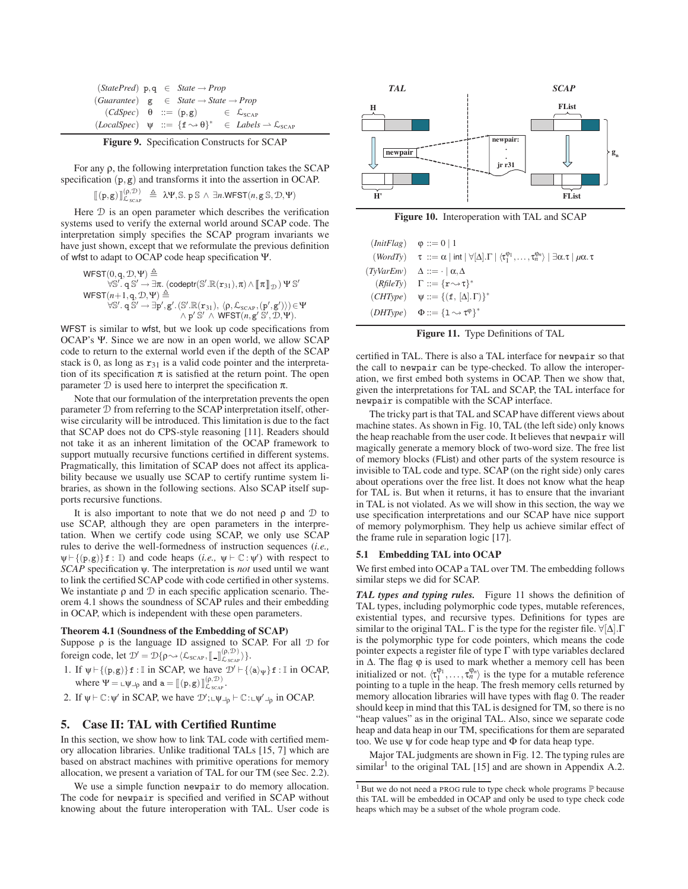$$
\begin{array}{llll}
(\mathit{StatePred}) & \mathtt{p}, \mathtt{q} & \in & \mathit{State} \to \mathit{Prop} \\
(\mathit{Guarantee}) & \mathtt{g} & \in & \mathit{State} \to \mathit{State} \to \mathit{Prop} \\
(\mathit{CdSpec}) & \theta & ::= & (\mathtt{p}, \mathtt{g}) \quad \in \mathcal{L}_{\text{SCAP}} \\
(\mathit{LocalSpec}) & \psi & ::= & \{\mathtt{f} \rightsquigarrow \theta\}^* \quad \in \mathit{Labels} \rightharpoonup \mathcal{L}_{\text{SCAP}}
\end{array}
$$

**Figure 9.** Specification Constructs for SCAP

For any $\rho$, the following interpretation function takes the SCAP specification $(\mathtt{p}, \mathtt{g})$ and transforms it into the assertion in OCAP.

$$
[\![ (\mathtt{p}, \mathtt{g}) ]\!]^{(\rho, \mathcal{D})}_{\mathcal{L}_{\text{SCAP}}} \triangleq \lambda \Psi, \mathbb{S}.\ \mathtt{p}\ \mathbb{S} \wedge \exists n. \mathsf{WFST}(n, \mathtt{g}\ \mathbb{S}, \mathcal{D}, \Psi)
$$

Here $\mathcal{D}$ is an open parameter which describes the verification systems used to verify the external world around SCAP code. The interpretation simply specifies the SCAP program invariants we have just shown, except that we reformulate the previous definition of wfst to adapt to OCAP code heap specification $\Psi$.

$$
\begin{array}{l}
\mathsf{WFST}(0, \mathtt{q}, \mathcal{D}, \Psi) \triangleq \\
\quad \forall \mathbb{S}'.\ \mathtt{q}\ \mathbb{S}' \to \exists \pi.\ (\mathsf{codeptr}(\mathbb{S}'.\mathbb{R}(\mathtt{r}_{31}), \pi) \wedge [\![ \pi ]\!]_{\mathcal{D}})\ \Psi\ \mathbb{S}' \\
\mathsf{WFST}(n{+}1, \mathtt{q}, \mathcal{D}, \Psi) \triangleq \\
\quad \forall \mathbb{S}'.\ \mathtt{q}\ \mathbb{S}' \to \exists \mathtt{p}', \mathtt{g}'.\ (\mathbb{S}'.\mathbb{R}(\mathtt{r}_{31}), \langle \rho, \mathcal{L}_{\text{SCAP}}, (\mathtt{p}', \mathtt{g}') \rangle) \in \Psi \\
\quad\quad \wedge\ \mathtt{p}'\ \mathbb{S}' \wedge \mathsf{WFST}(n, \mathtt{g}'\ \mathbb{S}', \mathcal{D}, \Psi).
\end{array}
$$

WFST is similar to wfst, but we look up code specifications from OCAP's $\Psi$. Since we are now in an open world, we allow SCAP code to return to the external world even if the depth of the SCAP stack is 0, as long as $\mathtt{r}_{31}$ is a valid code pointer and the interpretation of its specification $\pi$ is satisfied at the return point. The open parameter $\mathcal{D}$ is used here to interpret the specification $\pi$.

Note that our formulation of the interpretation prevents the open parameter $\mathcal{D}$ from referring to the SCAP interpretation itself, otherwise circularity will be introduced. This limitation is due to the fact that SCAP does not do CPS-style reasoning [11]. Readers should not take it as an inherent limitation of the OCAP framework to support mutually recursive functions certified in different systems. Pragmatically, this limitation of SCAP does not affect its applicability because we usually use SCAP to certify runtime system libraries, as shown in the following sections. Also SCAP itself supports recursive functions.

It is also important to note that we do not need $\rho$ and $\mathcal{D}$ to use SCAP, although they are open parameters in the interpretation. When we certify code using SCAP, we only use SCAP rules to derive the well-formedness of instruction sequences (*i.e.,* $\psi \vdash \{(\mathtt{p}, \mathtt{g})\}\, \mathtt{f} : \mathbb{I}$) and code heaps (*i.e.,* $\psi \vdash \mathbb{C} : \psi'$) with respect to *SCAP* specification $\psi$. The interpretation is *not* used until we want to link the certified SCAP code with code certified in other systems. We instantiate $\rho$ and $\mathcal{D}$ in each specific application scenario. Theorem 4.1 shows the soundness of SCAP rules and their embedding in OCAP, which is independent with these open parameters.

**Theorem 4.1 (Soundness of the Embedding of SCAP)**
Suppose $\rho$ is the language ID assigned to SCAP. For all $\mathcal{D}$ for foreign code, let $\mathcal{D}' = \mathcal{D}\{\rho \rightsquigarrow \langle \mathcal{L}_{\text{SCAP}}, [\![ \_ ]\!]^{(\rho, \mathcal{D})}_{\mathcal{L}_{\text{SCAP}}} \rangle\}$.

1. If $\psi \vdash \{(\mathtt{p}, \mathtt{g})\}\, \mathtt{f} : \mathbb{I}$ in SCAP, we have $\mathcal{D}' \vdash \{\langle \mathtt{a} \rangle_{\Psi}\}\, \mathtt{f} : \mathbb{I}$ in OCAP, where $\Psi = \llcorner \psi \lrcorner_{\rho}$ and $\mathtt{a} = [\![ (\mathtt{p}, \mathtt{g}) ]\!]^{(\rho, \mathcal{D})}_{\mathcal{L}_{\text{SCAP}}}$.
2. If $\psi \vdash \mathbb{C} : \psi'$ in SCAP, we have $\mathcal{D}'; \llcorner \psi \lrcorner_{\rho} \vdash \mathbb{C} : \llcorner \psi' \lrcorner_{\rho}$ in OCAP.

## 5. Case II: TAL with Certified Runtime

In this section, we show how to link TAL code with certified memory allocation libraries. Unlike traditional TALs [15, 7] which are based on abstract machines with primitive operations for memory allocation, we present a variation of TAL for our TM (see Sec. 2.2).

We use a simple function `newpair` to do memory allocation. The code for `newpair` is specified and verified in SCAP without knowing about the future interoperation with TAL. User code is certified in TAL. There is also a TAL interface for `newpair` so that the call to `newpair` can be type-checked. To allow the interoperation, we first embed both systems in OCAP. Then we show that, given the interpretations for TAL and SCAP, the TAL interface for `newpair` is compatible with the SCAP interface.

**Figure 10.** Interoperation with TAL and SCAP

The tricky part is that TAL and SCAP have different views about machine states. As shown in Fig. 10, TAL (the left side) only knows the heap reachable from the user code. It believes that `newpair` will magically generate a memory block of two-word size. The free list of memory blocks (FList) and other parts of the system resource is invisible to TAL code and type. SCAP (on the right side) only cares about operations over the free list. It does not know what the heap for TAL is. But when it returns, it has to ensure that the invariant in TAL is not violated. As we will show in this section, the way we use specification interpretations and our SCAP have nice support of memory polymorphism. They help us achieve similar effect of the frame rule in separation logic [17].

$$
\begin{array}{llll}
(\mathit{InitFlag}) & \varphi & ::= & 0 \mid 1 \\
(\mathit{WordTy}) & \tau & ::= & \alpha \mid \mathsf{int} \mid \forall[\Delta].\Gamma \mid \langle \tau_1^{\varphi_1}, \ldots, \tau_n^{\varphi_n} \rangle \mid \exists \alpha.\tau \mid \mu\alpha.\tau \\
(\mathit{TyVarEnv}) & \Delta & ::= & \cdot \mid \alpha, \Delta \\
(\mathit{RfileTy}) & \Gamma & ::= & \{\mathtt{r} \rightsquigarrow \tau\}^* \\
(\mathit{CHType}) & \psi & ::= & \{(\mathtt{f}, [\Delta].\Gamma)\}^* \\
(\mathit{DHType}) & \Phi & ::= & \{\mathtt{l} \rightsquigarrow \tau^{\varphi}\}^*
\end{array}
$$

**Figure 11.** Type Definitions of TAL

### 5.1 Embedding TAL into OCAP

We first embed into OCAP a TAL over TM. The embedding follows similar steps we did for SCAP.

***TAL types and typing rules.*** Figure 11 shows the definition of TAL types, including polymorphic code types, mutable references, existential types, and recursive types. Definitions for types are similar to the original TAL. $\Gamma$ is the type for the register file. $\forall[\Delta].\Gamma$ is the polymorphic type for code pointers, which means the code pointer expects a register file of type $\Gamma$ with type variables declared in $\Delta$. The flag $\varphi$ is used to mark whether a memory cell has been initialized or not. $\langle \tau_1^{\varphi_1}, \ldots, \tau_n^{\varphi_n} \rangle$ is the type for a mutable reference pointing to a tuple in the heap. The fresh memory cells returned by memory allocation libraries will have types with flag 0. The reader should keep in mind that this TAL is designed for TM, so there is no "heap values" as in the original TAL. Also, since we separate code heap and data heap in our TM, specifications for them are separated too. We use $\psi$ for code heap type and $\Phi$ for data heap type.

Major TAL judgments are shown in Fig. 12. The typing rules are similar[1] to the original TAL [15] and are shown in Appendix A.2.

[1] But we do not need a PROG rule to type check whole programs $\mathbb{P}$ because this TAL will be embedded in OCAP and only be used to type check code heaps which may be a subset of the whole program code.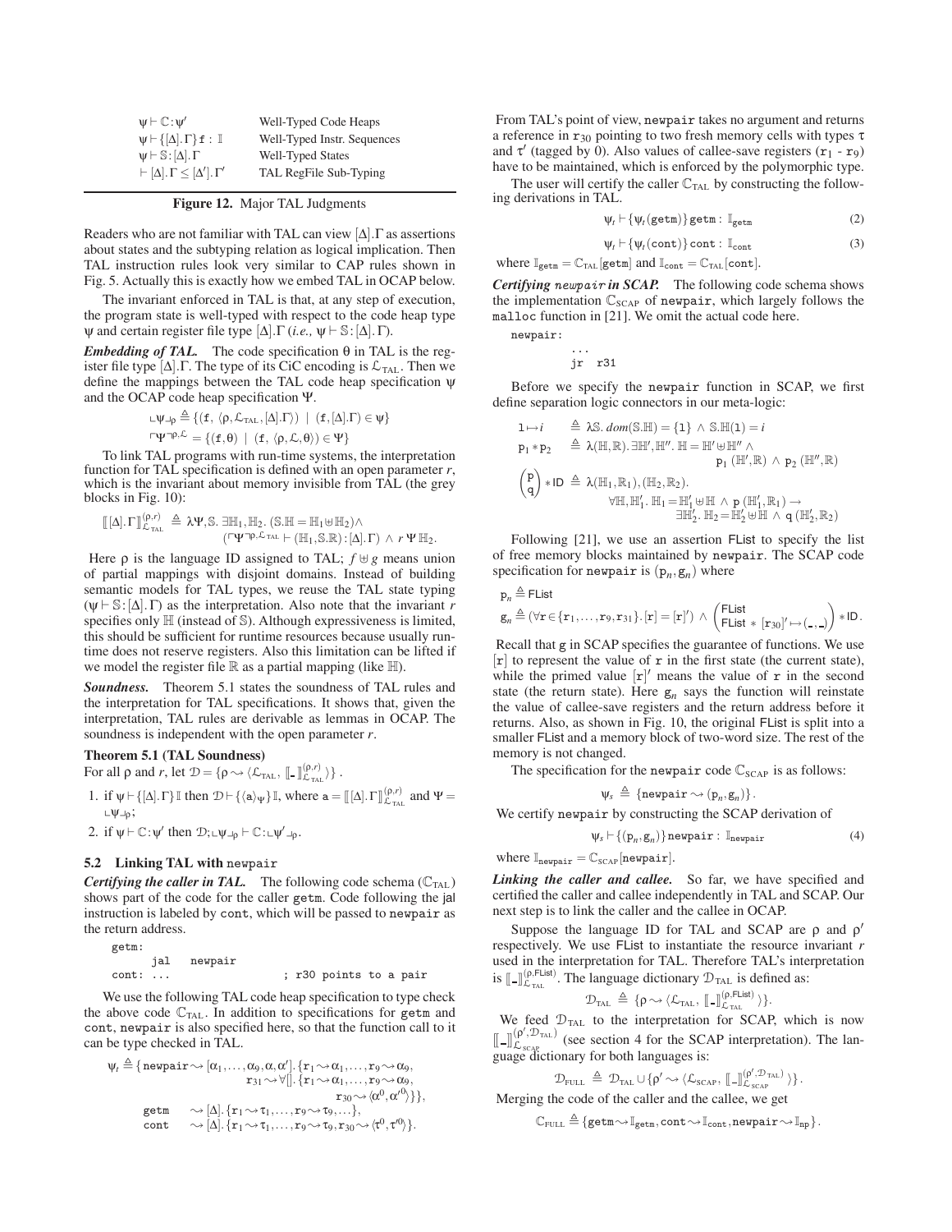| | |
|---|---|
| $\psi \vdash \mathbb{C} : \psi'$ | Well-Typed Code Heaps |
| $\psi \vdash \{[\Delta].\Gamma\}\,\mathtt{f} : \mathbb{I}$ | Well-Typed Instr. Sequences |
| $\psi \vdash \mathbb{S} : [\Delta].\Gamma$ | Well-Typed States |
| $\vdash [\Delta].\Gamma \leq [\Delta'].\Gamma'$ | TAL RegFile Sub-Typing |

**Figure 12.** Major TAL Judgments

Readers who are not familiar with TAL can view $[\Delta].\Gamma$ as assertions about states and the subtyping relation as logical implication. Then TAL instruction rules look very similar to CAP rules shown in Fig. 5. Actually this is exactly how we embed TAL in OCAP below.

The invariant enforced in TAL is that, at any step of execution, the program state is well-typed with respect to the code heap type $\psi$ and certain register file type $[\Delta].\Gamma$ (*i.e.,* $\psi \vdash \mathbb{S} : [\Delta].\Gamma$).

***Embedding of TAL.*** The code specification $\theta$ in TAL is the register file type $[\Delta].\Gamma$. The type of its CiC encoding is $\mathcal{L}_{\text{TAL}}$. Then we define the mappings between the TAL code heap specification $\psi$ and the OCAP code heap specification $\Psi$.

$$\llcorner\psi\lrcorner_\rho \triangleq \{(\mathtt{f},\, \langle \rho, \mathcal{L}_{\text{TAL}}, [\Delta].\Gamma\rangle) \mid (\mathtt{f}, [\Delta].\Gamma) \in \psi\}$$
$$\ulcorner\Psi\urcorner^{\rho,\mathcal{L}} = \{(\mathtt{f}, \theta) \mid (\mathtt{f}, \langle\rho, \mathcal{L}, \theta\rangle) \in \Psi\}$$

To link TAL programs with run-time systems, the interpretation function for TAL specification is defined with an open parameter $r$, which is the invariant about memory invisible from TAL (the grey blocks in Fig. 10):

$$[\![ [\Delta].\Gamma ]\!]^{(\rho,r)}_{\mathcal{L}_{\text{TAL}}} \triangleq \lambda\Psi, \mathbb{S}.\ \exists \mathbb{H}_1, \mathbb{H}_2.\ (\mathbb{S}.\mathbb{H} = \mathbb{H}_1 \uplus \mathbb{H}_2) \wedge (\ulcorner\Psi\urcorner^{\rho,\mathcal{L}_{\text{TAL}}} \vdash (\mathbb{H}_1, \mathbb{S}.\mathbb{R}) : [\Delta].\Gamma) \wedge r\,\Psi\,\mathbb{H}_2.$$

Here $\rho$ is the language ID assigned to TAL; $f \uplus g$ means union of partial mappings with disjoint domains. Instead of building semantic models for TAL types, we reuse the TAL state typing ($\psi \vdash \mathbb{S} : [\Delta].\Gamma$) as the interpretation. Also note that the invariant $r$ specifies only $\mathbb{H}$ (instead of $\mathbb{S}$). Although expressiveness is limited, this should be sufficient for runtime resources because usually runtime does not reserve registers. Also this limitation can be lifted if we model the register file $\mathbb{R}$ as a partial mapping (like $\mathbb{H}$).

***Soundness.*** Theorem 5.1 states the soundness of TAL rules and the interpretation for TAL specifications. It shows that, given the interpretation, TAL rules are derivable as lemmas in OCAP. The soundness is independent with the open parameter $r$.

**Theorem 5.1 (TAL Soundness)**
For all $\rho$ and $r$, let $\mathcal{D} = \{\rho \rightsquigarrow \langle \mathcal{L}_{\text{TAL}},\ [\![\_]\!]^{(\rho,r)}_{\mathcal{L}_{\text{TAL}}}\rangle\}$.

1. if $\psi \vdash \{[\Delta].\Gamma\}\,\mathbb{I}$ then $\mathcal{D} \vdash \{\langle a \rangle_\Psi\}\,\mathbb{I}$, where $a = [\![ [\Delta].\Gamma ]\!]^{(\rho,r)}_{\mathcal{L}_{\text{TAL}}}$ and $\Psi = \llcorner\psi\lrcorner_\rho$;
2. if $\psi \vdash \mathbb{C} : \psi'$ then $\mathcal{D}; \llcorner\psi\lrcorner_\rho \vdash \mathbb{C} : \llcorner\psi'\lrcorner_\rho$.

### 5.2 Linking TAL with newpair

***Certifying the caller in TAL.*** The following code schema ($\mathbb{C}_{\text{TAL}}$) shows part of the code for the caller getm. Code following the jal instruction is labeled by cont, which will be passed to newpair as the return address.

```
getm:
       jal   newpair
cont: ...                    ; r30 points to a pair
```

We use the following TAL code heap specification to type check the above code $\mathbb{C}_{\text{TAL}}$. In addition to specifications for getm and cont, newpair is also specified here, so that the function call to it can be type checked in TAL.

$$\begin{aligned}
\psi_t \triangleq \{\, &\mathtt{newpair} \rightsquigarrow [\alpha_1,\ldots,\alpha_9,\alpha,\alpha'].\{\mathtt{r}_1 \rightsquigarrow \alpha_1,\ldots,\mathtt{r}_9 \rightsquigarrow \alpha_9,\\
&\qquad \mathtt{r}_{31} \rightsquigarrow \forall[].\{\mathtt{r}_1 \rightsquigarrow \alpha_1,\ldots,\mathtt{r}_9 \rightsquigarrow \alpha_9,\\
&\qquad\qquad \mathtt{r}_{30} \rightsquigarrow \langle \alpha^0, \alpha'^0\rangle\}\},\\
&\mathtt{getm} \rightsquigarrow [\Delta].\{\mathtt{r}_1 \rightsquigarrow \tau_1,\ldots,\mathtt{r}_9 \rightsquigarrow \tau_9,\ldots\},\\
&\mathtt{cont} \rightsquigarrow [\Delta].\{\mathtt{r}_1 \rightsquigarrow \tau_1,\ldots,\mathtt{r}_9 \rightsquigarrow \tau_9, \mathtt{r}_{30} \rightsquigarrow \langle \tau^0, \tau'^0\rangle\}\}.
\end{aligned}$$

From TAL's point of view, newpair takes no argument and returns a reference in $\mathtt{r}_{30}$ pointing to two fresh memory cells with types $\tau$ and $\tau'$ (tagged by 0). Also values of callee-save registers ($\mathtt{r}_1$ - $\mathtt{r}_9$) have to be maintained, which is enforced by the polymorphic type.

The user will certify the caller $\mathbb{C}_{\text{TAL}}$ by constructing the following derivations in TAL.

$$\psi_t \vdash \{\psi_t(\mathtt{getm})\}\,\mathtt{getm} : \mathbb{I}_{\mathtt{getm}} \tag{2}$$

$$\psi_t \vdash \{\psi_t(\mathtt{cont})\}\,\mathtt{cont} : \mathbb{I}_{\mathtt{cont}} \tag{3}$$

where $\mathbb{I}_{\mathtt{getm}} = \mathbb{C}_{\text{TAL}}[\mathtt{getm}]$ and $\mathbb{I}_{\mathtt{cont}} = \mathbb{C}_{\text{TAL}}[\mathtt{cont}]$.

***Certifying newpair in SCAP.*** The following code schema shows the implementation $\mathbb{C}_{\text{SCAP}}$ of newpair, which largely follows the malloc function in [21]. We omit the actual code here.

```
newpair:
          ...
          jr   r31
```

Before we specify the newpair function in SCAP, we first define separation logic connectors in our meta-logic:

$$\begin{aligned}
\mathtt{l} \mapsto i \quad &\triangleq \lambda\mathbb{S}.\ dom(\mathbb{S}.\mathbb{H}) = \{\mathtt{l}\} \wedge \mathbb{S}.\mathbb{H}(\mathtt{l}) = i\\
\mathtt{p}_1 * \mathtt{p}_2 \quad &\triangleq \lambda(\mathbb{H},\mathbb{R}).\ \exists \mathbb{H}', \mathbb{H}''.\ \mathbb{H} = \mathbb{H}' \uplus \mathbb{H}'' \wedge\\
&\qquad\qquad \mathtt{p}_1\,(\mathbb{H}',\mathbb{R}) \wedge \mathtt{p}_2\,(\mathbb{H}'',\mathbb{R})\\
\begin{pmatrix}\mathtt{p}\\ \mathtt{q}\end{pmatrix} * \mathsf{ID} \ &\triangleq \lambda(\mathbb{H}_1,\mathbb{R}_1),(\mathbb{H}_2,\mathbb{R}_2).\\
&\qquad \forall \mathbb{H}, \mathbb{H}'_1.\ \mathbb{H}_1 = \mathbb{H}'_1 \uplus \mathbb{H} \wedge \mathtt{p}\,(\mathbb{H}'_1,\mathbb{R}_1) \rightarrow\\
&\qquad\qquad \exists \mathbb{H}'_2.\ \mathbb{H}_2 = \mathbb{H}'_2 \uplus \mathbb{H} \wedge \mathtt{q}\,(\mathbb{H}'_2,\mathbb{R}_2)
\end{aligned}$$

Following [21], we use an assertion FList to specify the list of free memory blocks maintained by newpair. The SCAP code specification for newpair is $(\mathtt{p}_n, \mathtt{g}_n)$ where

$$\mathtt{p}_n \triangleq \mathsf{FList}$$
$$\mathtt{g}_n \triangleq (\forall \mathtt{r} \in \{\mathtt{r}_1,\ldots,\mathtt{r}_9,\mathtt{r}_{31}\}.\ [\mathtt{r}] = [\mathtt{r}]') \wedge \begin{pmatrix}\mathsf{FList}\\ \mathsf{FList} * [\mathtt{r}_{30}]' \mapsto (\_,\_)\end{pmatrix} * \mathsf{ID}.$$

Recall that g in SCAP specifies the guarantee of functions. We use $[\mathtt{r}]$ to represent the value of r in the first state (the current state), while the primed value $[\mathtt{r}]'$ means the value of r in the second state (the return state). Here $\mathtt{g}_n$ says the function will reinstate the value of callee-save registers and the return address before it returns. Also, as shown in Fig. 10, the original FList is split into a smaller FList and a memory block of two-word size. The rest of the memory is not changed.

The specification for the newpair code $\mathbb{C}_{\text{SCAP}}$ is as follows:

$$\psi_s \triangleq \{\mathtt{newpair} \rightsquigarrow (\mathtt{p}_n, \mathtt{g}_n)\}.$$

We certify newpair by constructing the SCAP derivation of

$$\psi_s \vdash \{(\mathtt{p}_n, \mathtt{g}_n)\}\,\mathtt{newpair} : \mathbb{I}_{\mathtt{newpair}} \tag{4}$$

where $\mathbb{I}_{\mathtt{newpair}} = \mathbb{C}_{\text{SCAP}}[\mathtt{newpair}]$.

***Linking the caller and callee.*** So far, we have specified and certified the caller and callee independently in TAL and SCAP. Our next step is to link the caller and the callee in OCAP.

Suppose the language ID for TAL and SCAP are $\rho$ and $\rho'$ respectively. We use FList to instantiate the resource invariant $r$ used in the interpretation for TAL. Therefore TAL's interpretation is $[\![\_]\!]^{(\rho,\mathsf{FList})}_{\mathcal{L}_{\text{TAL}}}$. The language dictionary $\mathcal{D}_{\text{TAL}}$ is defined as:

$$\mathcal{D}_{\text{TAL}} \triangleq \{\rho \rightsquigarrow \langle \mathcal{L}_{\text{TAL}},\ [\![\_]\!]^{(\rho,\mathsf{FList})}_{\mathcal{L}_{\text{TAL}}}\rangle\}.$$

We feed $\mathcal{D}_{\text{TAL}}$ to the interpretation for SCAP, which is now $[\![\_]\!]^{(\rho',\mathcal{D}_{\text{TAL}})}_{\mathcal{L}_{\text{SCAP}}}$ (see section 4 for the SCAP interpretation). The language dictionary for both languages is:

$$\mathcal{D}_{\text{FULL}} \triangleq \mathcal{D}_{\text{TAL}} \cup \{\rho' \rightsquigarrow \langle \mathcal{L}_{\text{SCAP}},\ [\![\_]\!]^{(\rho',\mathcal{D}_{\text{TAL}})}_{\mathcal{L}_{\text{SCAP}}}\rangle\}.$$

Merging the code of the caller and the callee, we get

$$\mathbb{C}_{\text{FULL}} \triangleq \{\mathtt{getm} \rightsquigarrow \mathbb{I}_{\mathtt{getm}}, \mathtt{cont} \rightsquigarrow \mathbb{I}_{\mathtt{cont}}, \mathtt{newpair} \rightsquigarrow \mathbb{I}_{\mathtt{np}}\}.$$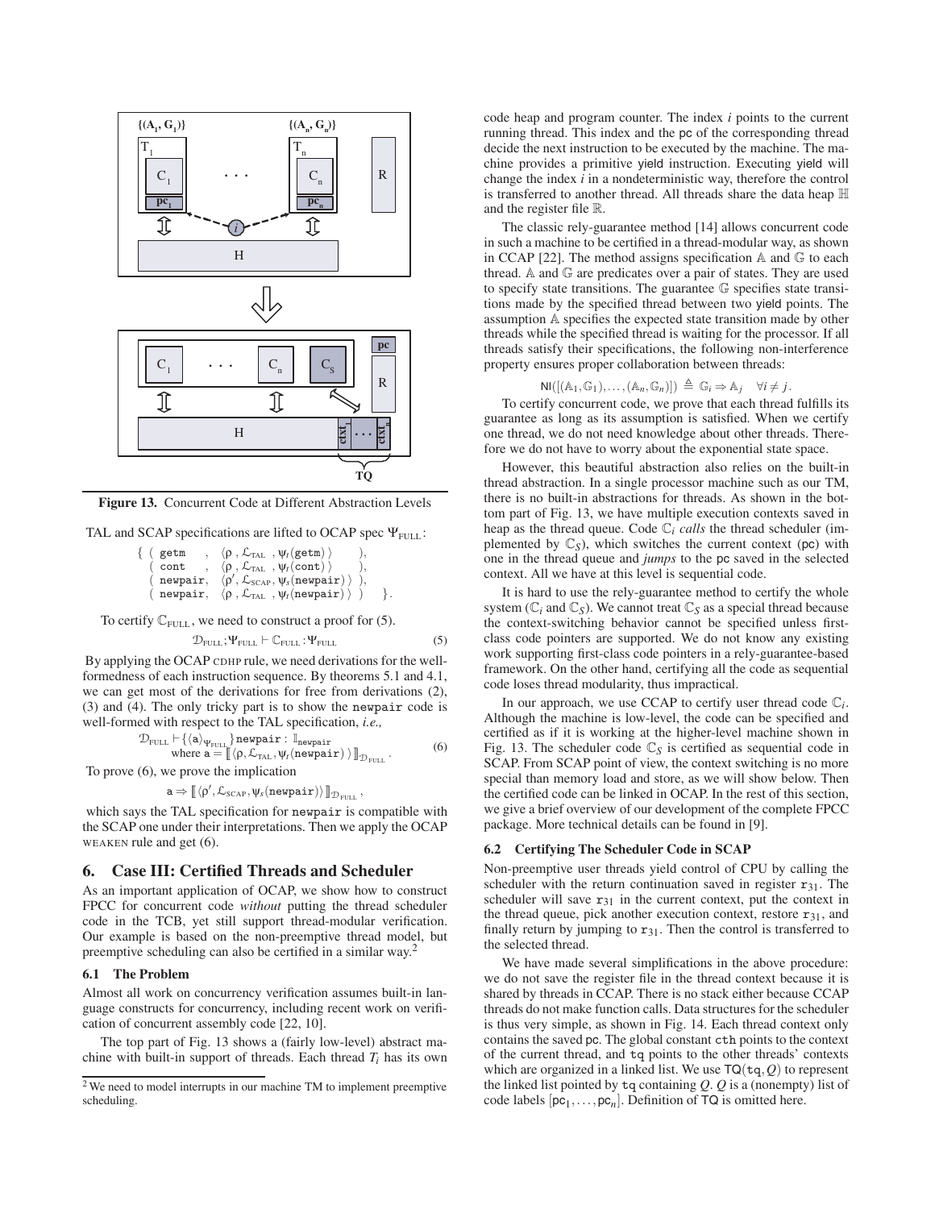Figure 13. Concurrent Code at Different Abstraction Levels

TAL and SCAP specifications are lifted to OCAP spec $\Psi_{\text{FULL}}$:

$$\{\ (\ \texttt{getm}\ \ ,\ \langle \rho\ ,\mathcal{L}_{\text{TAL}}\ ,\psi_t(\texttt{getm})\rangle\ ),\ (\ \texttt{cont}\ \ ,\ \langle \rho\ ,\mathcal{L}_{\text{TAL}}\ ,\psi_t(\texttt{cont})\rangle\ ),\ (\ \texttt{newpair},\ \langle \rho',\mathcal{L}_{\text{SCAP}},\psi_s(\texttt{newpair})\rangle\ ),\ (\ \texttt{newpair},\ \langle \rho\ ,\mathcal{L}_{\text{TAL}}\ ,\psi_t(\texttt{newpair})\rangle\ )\ \}.$$

To certify $\mathbb{C}_{\text{FULL}}$, we need to construct a proof for (5).

$$\mathcal{D}_{\text{FULL}};\Psi_{\text{FULL}} \vdash \mathbb{C}_{\text{FULL}}:\Psi_{\text{FULL}} \tag{5}$$

By applying the OCAP CDHP rule, we need derivations for the well-formedness of each instruction sequence. By theorems 5.1 and 4.1, we can get most of the derivations for free from derivations (2), (3) and (4). The only tricky part is to show the `newpair` code is well-formed with respect to the TAL specification, *i.e.,*

$$\mathcal{D}_{\text{FULL}} \vdash \{\langle a\rangle_{\Psi_{\text{FULL}}}\}\texttt{newpair} : \mathbb{I}_{\texttt{newpair}} \quad \text{where } a = [\![\langle \rho,\mathcal{L}_{\text{TAL}},\psi_t(\texttt{newpair})\rangle]\!]_{\mathcal{D}_{\text{FULL}}}. \tag{6}$$

To prove (6), we prove the implication

$$a \Rightarrow [\![\langle \rho',\mathcal{L}_{\text{SCAP}},\psi_s(\texttt{newpair})\rangle]\!]_{\mathcal{D}_{\text{FULL}}},$$

which says the TAL specification for `newpair` is compatible with the SCAP one under their interpretations. Then we apply the OCAP WEAKEN rule and get (6).

## 6. Case III: Certified Threads and Scheduler

As an important application of OCAP, we show how to construct FPCC for concurrent code *without* putting the thread scheduler code in the TCB, yet still support thread-modular verification. Our example is based on the non-preemptive thread model, but preemptive scheduling can also be certified in a similar way.[2]

### 6.1 The Problem

Almost all work on concurrency verification assumes built-in language constructs for concurrency, including recent work on verification of concurrent assembly code [22, 10].

The top part of Fig. 13 shows a (fairly low-level) abstract machine with built-in support of threads. Each thread $T_i$ has its own code heap and program counter. The index $i$ points to the current running thread. This index and the pc of the corresponding thread decide the next instruction to be executed by the machine. The machine provides a primitive yield instruction. Executing yield will change the index $i$ in a nondeterministic way, therefore the control is transferred to another thread. All threads share the data heap $\mathbb{H}$ and the register file $\mathbb{R}$.

The classic rely-guarantee method [14] allows concurrent code in such a machine to be certified in a thread-modular way, as shown in CCAP [22]. The method assigns specification $\mathbb{A}$ and $\mathbb{G}$ to each thread. $\mathbb{A}$ and $\mathbb{G}$ are predicates over a pair of states. They are used to specify state transitions. The guarantee $\mathbb{G}$ specifies state transitions made by the specified thread between two yield points. The assumption $\mathbb{A}$ specifies the expected state transition made by other threads while the specified thread is waiting for the processor. If all threads satisfy their specifications, the following non-interference property ensures proper collaboration between threads:

$$\mathsf{NI}([(\mathbb{A}_1,\mathbb{G}_1),\ldots,(\mathbb{A}_n,\mathbb{G}_n)]) \triangleq \mathbb{G}_i \Rightarrow \mathbb{A}_j \quad \forall i \neq j.$$

To certify concurrent code, we prove that each thread fulfills its guarantee as long as its assumption is satisfied. When we certify one thread, we do not need knowledge about other threads. Therefore we do not have to worry about the exponential state space.

However, this beautiful abstraction also relies on the built-in thread abstraction. In a single processor machine such as our TM, there is no built-in abstractions for threads. As shown in the bottom part of Fig. 13, we have multiple execution contexts saved in heap as the thread queue. Code $\mathbb{C}_i$ *calls* the thread scheduler (implemented by $\mathbb{C}_S$), which switches the current context (pc) with one in the thread queue and *jumps* to the pc saved in the selected context. All we have at this level is sequential code.

It is hard to use the rely-guarantee method to certify the whole system ($\mathbb{C}_i$ and $\mathbb{C}_S$). We cannot treat $\mathbb{C}_S$ as a special thread because the context-switching behavior cannot be specified unless first-class code pointers are supported. We do not know any existing work supporting first-class code pointers in a rely-guarantee-based framework. On the other hand, certifying all the code as sequential code loses thread modularity, thus impractical.

In our approach, we use CCAP to certify user thread code $\mathbb{C}_i$. Although the machine is low-level, the code can be specified and certified as if it is working at the higher-level machine shown in Fig. 13. The scheduler code $\mathbb{C}_S$ is certified as sequential code in SCAP. From SCAP point of view, the context switching is no more special than memory load and store, as we will show below. Then the certified code can be linked in OCAP. In the rest of this section, we give a brief overview of our development of the complete FPCC package. More technical details can be found in [9].

### 6.2 Certifying The Scheduler Code in SCAP

Non-preemptive user threads yield control of CPU by calling the scheduler with the return continuation saved in register $\texttt{r}_{31}$. The scheduler will save $\texttt{r}_{31}$ in the current context, put the context in the thread queue, pick another execution context, restore $\texttt{r}_{31}$, and finally return by jumping to $\texttt{r}_{31}$. Then the control is transferred to the selected thread.

We have made several simplifications in the above procedure: we do not save the register file in the thread context because it is shared by threads in CCAP. There is no stack either because CCAP threads do not make function calls. Data structures for the scheduler is thus very simple, as shown in Fig. 14. Each thread context only contains the saved pc. The global constant `cth` points to the context of the current thread, and `tq` points to the other threads' contexts which are organized in a linked list. We use $\mathsf{TQ}(\texttt{tq},Q)$ to represent the linked list pointed by `tq` containing $Q$. $Q$ is a (nonempty) list of code labels $[\mathsf{pc}_1,\ldots,\mathsf{pc}_n]$. Definition of TQ is omitted here.

[2] We need to model interrupts in our machine TM to implement preemptive scheduling.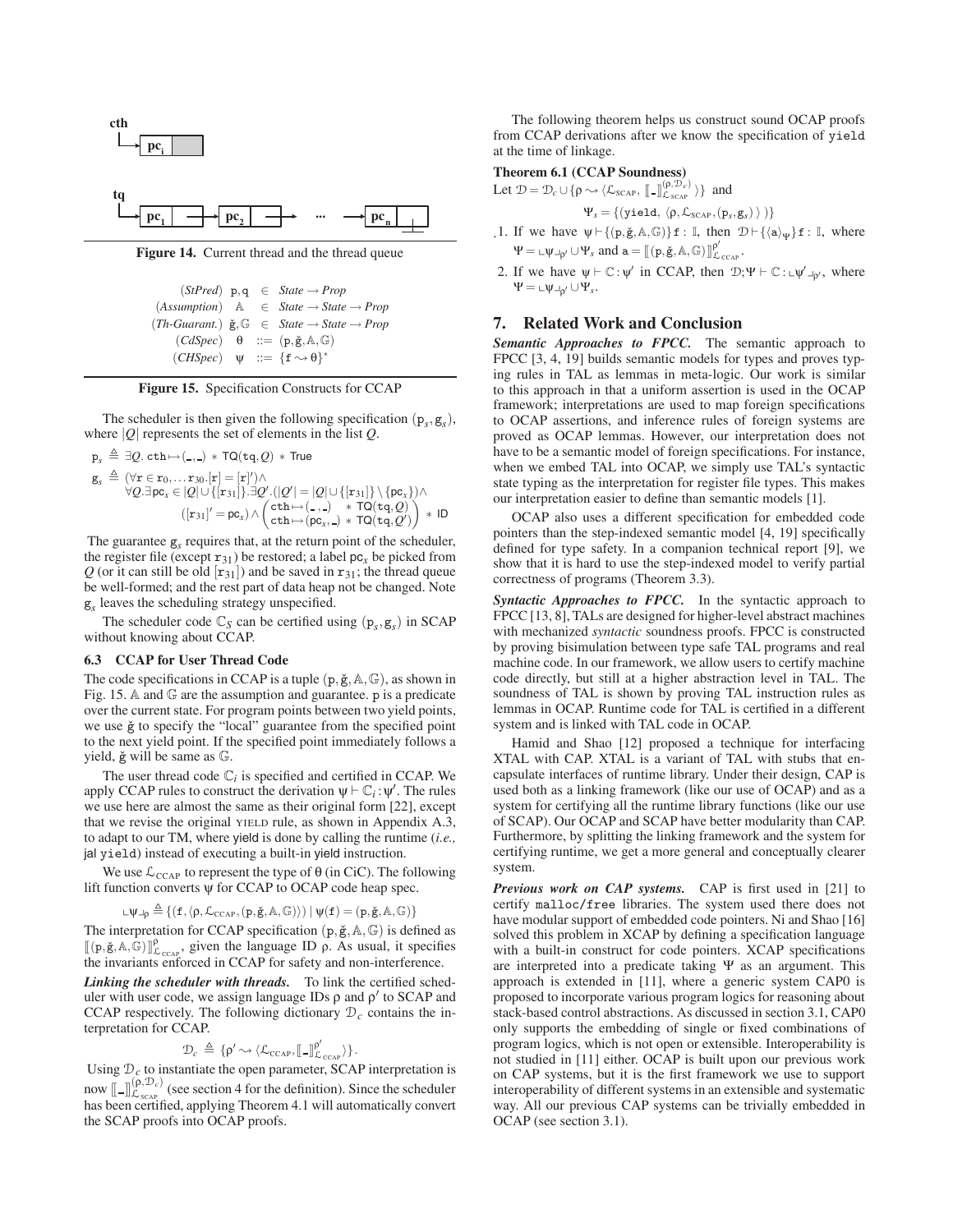**cth** → $\mathbf{pc_i}$

**tq** → $\mathbf{pc_1}$ → $\mathbf{pc_2}$ → ... → $\mathbf{pc_n}$

**Figure 14.** Current thread and the thread queue

$$
\begin{array}{llcl}
(\textit{StPred}) & \mathtt{p}, \mathtt{q} & \in & \textit{State} \rightarrow \textit{Prop} \\
(\textit{Assumption}) & \mathbb{A} & \in & \textit{State} \rightarrow \textit{State} \rightarrow \textit{Prop} \\
(\textit{Th-Guarant.}) & \breve{\mathtt{g}}, \mathbb{G} & \in & \textit{State} \rightarrow \textit{State} \rightarrow \textit{Prop} \\
(\textit{CdSpec}) & \theta & ::= & (\mathtt{p}, \breve{\mathtt{g}}, \mathbb{A}, \mathbb{G}) \\
(\textit{CHSpec}) & \psi & ::= & \{\mathtt{f} \rightsquigarrow \theta\}^*
\end{array}
$$

**Figure 15.** Specification Constructs for CCAP

The scheduler is then given the following specification $(\mathtt{p}_s, \mathtt{g}_s)$, where $|Q|$ represents the set of elements in the list $Q$.

$$
\mathtt{p}_s \triangleq \exists Q.\, \mathtt{cth} \mapsto (\_,\_) * \mathsf{TQ}(\mathtt{tq}, Q) * \mathsf{True}
$$

$$
\begin{array}{l}
\mathtt{g}_s \triangleq (\forall \mathtt{r} \in \mathtt{r}_0, \ldots \mathtt{r}_{30}. [\mathtt{r}] = [\mathtt{r}]') \wedge \\
\quad \forall Q. \exists \mathtt{pc}_x \in |Q| \cup \{[\mathtt{r}_{31}]\}. \exists Q'. (|Q'| = |Q| \cup \{[\mathtt{r}_{31}]\} \setminus \{\mathtt{pc}_x\}) \wedge \\
\quad\quad ([\mathtt{r}_{31}]' = \mathtt{pc}_x) \wedge \begin{pmatrix} \mathtt{cth} \mapsto (\_,\_) & * \ \mathsf{TQ}(\mathtt{tq}, Q) \\ \mathtt{cth} \mapsto (\mathtt{pc}_x, \_) & * \ \mathsf{TQ}(\mathtt{tq}, Q') \end{pmatrix} * \mathsf{ID}
\end{array}
$$

The guarantee $\mathtt{g}_s$ requires that, at the return point of the scheduler, the register file (except $\mathtt{r}_{31}$) be restored; a label $\mathtt{pc}_x$ be picked from $Q$ (or it can still be old $[\mathtt{r}_{31}]$) and be saved in $\mathtt{r}_{31}$; the thread queue be well-formed; and the rest part of data heap not be changed. Note $\mathtt{g}_s$ leaves the scheduling strategy unspecified.

The scheduler code $\mathbb{C}_S$ can be certified using $(\mathtt{p}_s, \mathtt{g}_s)$ in SCAP without knowing about CCAP.

### 6.3 CCAP for User Thread Code

The code specifications in CCAP is a tuple $(\mathtt{p}, \breve{\mathtt{g}}, \mathbb{A}, \mathbb{G})$, as shown in Fig. 15. $\mathbb{A}$ and $\mathbb{G}$ are the assumption and guarantee. $\mathtt{p}$ is a predicate over the current state. For program points between two yield points, we use $\breve{\mathtt{g}}$ to specify the "local" guarantee from the specified point to the next yield point. If the specified point immediately follows a yield, $\breve{\mathtt{g}}$ will be same as $\mathbb{G}$.

The user thread code $\mathbb{C}_i$ is specified and certified in CCAP. We apply CCAP rules to construct the derivation $\psi \vdash \mathbb{C}_i : \psi'$. The rules we use here are almost the same as their original form [22], except that we revise the original YIELD rule, as shown in Appendix A.3, to adapt to our TM, where yield is done by calling the runtime (*i.e.,* jal yield) instead of executing a built-in yield instruction.

We use $\mathcal{L}_{\mathrm{CCAP}}$ to represent the type of $\theta$ (in CiC). The following lift function converts $\psi$ for CCAP to OCAP code heap spec.

$$
\llcorner \psi \lrcorner_\rho \triangleq \{(\mathtt{f}, \langle \rho, \mathcal{L}_{\mathrm{CCAP}}, (\mathtt{p}, \breve{\mathtt{g}}, \mathbb{A}, \mathbb{G}) \rangle) \mid \psi(\mathtt{f}) = (\mathtt{p}, \breve{\mathtt{g}}, \mathbb{A}, \mathbb{G})\}
$$

The interpretation for CCAP specification $(\mathtt{p}, \breve{\mathtt{g}}, \mathbb{A}, \mathbb{G})$ is defined as $[\![(\mathtt{p}, \breve{\mathtt{g}}, \mathbb{A}, \mathbb{G})]\!]^{\rho}_{\mathcal{L}_{\mathrm{CCAP}}}$, given the language ID $\rho$. As usual, it specifies the invariants enforced in CCAP for safety and non-interference.

***Linking the scheduler with threads.*** To link the certified scheduler with user code, we assign language IDs $\rho$ and $\rho'$ to SCAP and CCAP respectively. The following dictionary $\mathcal{D}_c$ contains the interpretation for CCAP.

$$
\mathcal{D}_c \triangleq \{\rho' \rightsquigarrow \langle \mathcal{L}_{\mathrm{CCAP}}, [\![\_]\!]^{\rho'}_{\mathcal{L}_{\mathrm{CCAP}}} \rangle\}.
$$

Using $\mathcal{D}_c$ to instantiate the open parameter, SCAP interpretation is now $[\![\_]\!]^{(\rho, \mathcal{D}_c)}_{\mathcal{L}_{\mathrm{SCAP}}}$ (see section 4 for the definition). Since the scheduler has been certified, applying Theorem 4.1 will automatically convert the SCAP proofs into OCAP proofs.

The following theorem helps us construct sound OCAP proofs from CCAP derivations after we know the specification of yield at the time of linkage.

**Theorem 6.1 (CCAP Soundness)**
Let $\mathcal{D} = \mathcal{D}_c \cup \{\rho \rightsquigarrow \langle \mathcal{L}_{\mathrm{SCAP}}, [\![\_]\!]^{(\rho, \mathcal{D}_c)}_{\mathcal{L}_{\mathrm{SCAP}}} \rangle\}$ and

$$
\Psi_s = \{(\mathtt{yield}, \langle \rho, \mathcal{L}_{\mathrm{SCAP}}, (\mathtt{p}_s, \mathtt{g}_s) \rangle)\}
$$

1. If we have $\psi \vdash \{(\mathtt{p}, \breve{\mathtt{g}}, \mathbb{A}, \mathbb{G})\}\mathtt{f} : \mathbb{I}$, then $\mathcal{D} \vdash \{\langle \mathtt{a} \rangle_{\Psi}\}\mathtt{f} : \mathbb{I}$, where $\Psi = \llcorner \psi \lrcorner_{\rho'} \cup \Psi_s$ and $\mathtt{a} = [\![(\mathtt{p}, \breve{\mathtt{g}}, \mathbb{A}, \mathbb{G})]\!]^{\rho'}_{\mathcal{L}_{\mathrm{CCAP}}}$.
2. If we have $\psi \vdash \mathbb{C} : \psi'$ in CCAP, then $\mathcal{D}; \Psi \vdash \mathbb{C} : \llcorner \psi' \lrcorner_{\rho'}$, where $\Psi = \llcorner \psi \lrcorner_{\rho'} \cup \Psi_s$.

## 7. Related Work and Conclusion

***Semantic Approaches to FPCC.*** The semantic approach to FPCC [3, 4, 19] builds semantic models for types and proves typing rules in TAL as lemmas in meta-logic. Our work is similar to this approach in that a uniform assertion is used in the OCAP framework; interpretations are used to map foreign specifications to OCAP assertions, and inference rules of foreign systems are proved as OCAP lemmas. However, our interpretation does not have to be a semantic model of foreign specifications. For instance, when we embed TAL into OCAP, we simply use TAL's syntactic state typing as the interpretation for register file types. This makes our interpretation easier to define than semantic models [1].

OCAP also uses a different specification for embedded code pointers than the step-indexed semantic model [4, 19] specifically defined for type safety. In a companion technical report [9], we show that it is hard to use the step-indexed model to verify partial correctness of programs (Theorem 3.3).

***Syntactic Approaches to FPCC.*** In the syntactic approach to FPCC [13, 8], TALs are designed for higher-level abstract machines with mechanized *syntactic* soundness proofs. FPCC is constructed by proving bisimulation between type safe TAL programs and real machine code. In our framework, we allow users to certify machine code directly, but still at a higher abstraction level in TAL. The soundness of TAL is shown by proving TAL instruction rules as lemmas in OCAP. Runtime code for TAL is certified in a different system and is linked with TAL code in OCAP.

Hamid and Shao [12] proposed a technique for interfacing XTAL with CAP. XTAL is a variant of TAL with stubs that encapsulate interfaces of runtime library. Under their design, CAP is used both as a linking framework (like our use of OCAP) and as a system for certifying all the runtime library functions (like our use of SCAP). Our OCAP and SCAP have better modularity than CAP. Furthermore, by splitting the linking framework and the system for certifying runtime, we get a more general and conceptually clearer system.

***Previous work on CAP systems.*** CAP is first used in [21] to certify malloc/free libraries. The system used there does not have modular support of embedded code pointers. Ni and Shao [16] solved this problem in XCAP by defining a specification language with a built-in construct for code pointers. XCAP specifications are interpreted into a predicate taking $\Psi$ as an argument. This approach is extended in [11], where a generic system CAP0 is proposed to incorporate various program logics for reasoning about stack-based control abstractions. As discussed in section 3.1, CAP0 only supports the embedding of single or fixed combinations of program logics, which is not open or extensible. Interoperability is not studied in [11] either. OCAP is built upon our previous work on CAP systems, but it is the first framework we use to support interoperability of different systems in an extensible and systematic way. All our previous CAP systems can be trivially embedded in OCAP (see section 3.1).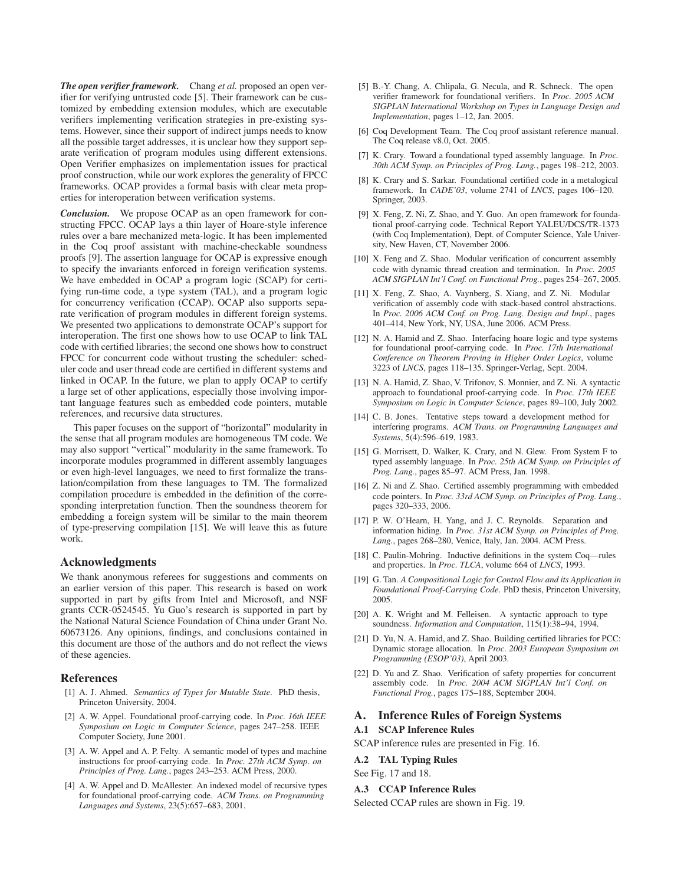***The open verifier framework.*** Chang *et al.* proposed an open verifier for verifying untrusted code [5]. Their framework can be customized by embedding extension modules, which are executable verifiers implementing verification strategies in pre-existing systems. However, since their support of indirect jumps needs to know all the possible target addresses, it is unclear how they support separate verification of program modules using different extensions. Open Verifier emphasizes on implementation issues for practical proof construction, while our work explores the generality of FPCC frameworks. OCAP provides a formal basis with clear meta properties for interoperation between verification systems.

***Conclusion.*** We propose OCAP as an open framework for constructing FPCC. OCAP lays a thin layer of Hoare-style inference rules over a bare mechanized meta-logic. It has been implemented in the Coq proof assistant with machine-checkable soundness proofs [9]. The assertion language for OCAP is expressive enough to specify the invariants enforced in foreign verification systems. We have embedded in OCAP a program logic (SCAP) for certifying run-time code, a type system (TAL), and a program logic for concurrency verification (CCAP). OCAP also supports separate verification of program modules in different foreign systems. We presented two applications to demonstrate OCAP's support for interoperation. The first one shows how to use OCAP to link TAL code with certified libraries; the second one shows how to construct FPCC for concurrent code without trusting the scheduler: scheduler code and user thread code are certified in different systems and linked in OCAP. In the future, we plan to apply OCAP to certify a large set of other applications, especially those involving important language features such as embedded code pointers, mutable references, and recursive data structures.

This paper focuses on the support of "horizontal" modularity in the sense that all program modules are homogeneous TM code. We may also support "vertical" modularity in the same framework. To incorporate modules programmed in different assembly languages or even high-level languages, we need to first formalize the translation/compilation from these languages to TM. The formalized compilation procedure is embedded in the definition of the corresponding interpretation function. Then the soundness theorem for embedding a foreign system will be similar to the main theorem of type-preserving compilation [15]. We will leave this as future work.

## Acknowledgments

We thank anonymous referees for suggestions and comments on an earlier version of this paper. This research is based on work supported in part by gifts from Intel and Microsoft, and NSF grants CCR-0524545. Yu Guo's research is supported in part by the National Natural Science Foundation of China under Grant No. 60673126. Any opinions, findings, and conclusions contained in this document are those of the authors and do not reflect the views of these agencies.

## References

[1] A. J. Ahmed. *Semantics of Types for Mutable State*. PhD thesis, Princeton University, 2004.

[2] A. W. Appel. Foundational proof-carrying code. In *Proc. 16th IEEE Symposium on Logic in Computer Science*, pages 247–258. IEEE Computer Society, June 2001.

[3] A. W. Appel and A. P. Felty. A semantic model of types and machine instructions for proof-carrying code. In *Proc. 27th ACM Symp. on Principles of Prog. Lang.*, pages 243–253. ACM Press, 2000.

[4] A. W. Appel and D. McAllester. An indexed model of recursive types for foundational proof-carrying code. *ACM Trans. on Programming Languages and Systems*, 23(5):657–683, 2001.

[5] B.-Y. Chang, A. Chlipala, G. Necula, and R. Schneck. The open verifier framework for foundational verifiers. In *Proc. 2005 ACM SIGPLAN International Workshop on Types in Language Design and Implementation*, pages 1–12, Jan. 2005.

[6] Coq Development Team. The Coq proof assistant reference manual. The Coq release v8.0, Oct. 2005.

[7] K. Crary. Toward a foundational typed assembly language. In *Proc. 30th ACM Symp. on Principles of Prog. Lang.*, pages 198–212, 2003.

[8] K. Crary and S. Sarkar. Foundational certified code in a metalogical framework. In *CADE'03*, volume 2741 of *LNCS*, pages 106–120. Springer, 2003.

[9] X. Feng, Z. Ni, Z. Shao, and Y. Guo. An open framework for foundational proof-carrying code. Technical Report YALEU/DCS/TR-1373 (with Coq Implementation), Dept. of Computer Science, Yale University, New Haven, CT, November 2006.

[10] X. Feng and Z. Shao. Modular verification of concurrent assembly code with dynamic thread creation and termination. In *Proc. 2005 ACM SIGPLAN Int'l Conf. on Functional Prog.*, pages 254–267, 2005.

[11] X. Feng, Z. Shao, A. Vaynberg, S. Xiang, and Z. Ni. Modular verification of assembly code with stack-based control abstractions. In *Proc. 2006 ACM Conf. on Prog. Lang. Design and Impl.*, pages 401–414, New York, NY, USA, June 2006. ACM Press.

[12] N. A. Hamid and Z. Shao. Interfacing hoare logic and type systems for foundational proof-carrying code. In *Proc. 17th International Conference on Theorem Proving in Higher Order Logics*, volume 3223 of *LNCS*, pages 118–135. Springer-Verlag, Sept. 2004.

[13] N. A. Hamid, Z. Shao, V. Trifonov, S. Monnier, and Z. Ni. A syntactic approach to foundational proof-carrying code. In *Proc. 17th IEEE Symposium on Logic in Computer Science*, pages 89–100, July 2002.

[14] C. B. Jones. Tentative steps toward a development method for interfering programs. *ACM Trans. on Programming Languages and Systems*, 5(4):596–619, 1983.

[15] G. Morrisett, D. Walker, K. Crary, and N. Glew. From System F to typed assembly language. In *Proc. 25th ACM Symp. on Principles of Prog. Lang.*, pages 85–97. ACM Press, Jan. 1998.

[16] Z. Ni and Z. Shao. Certified assembly programming with embedded code pointers. In *Proc. 33rd ACM Symp. on Principles of Prog. Lang.*, pages 320–333, 2006.

[17] P. W. O'Hearn, H. Yang, and J. C. Reynolds. Separation and information hiding. In *Proc. 31st ACM Symp. on Principles of Prog. Lang.*, pages 268–280, Venice, Italy, Jan. 2004. ACM Press.

[18] C. Paulin-Mohring. Inductive definitions in the system Coq—rules and properties. In *Proc. TLCA*, volume 664 of *LNCS*, 1993.

[19] G. Tan. *A Compositional Logic for Control Flow and its Application in Foundational Proof-Carrying Code*. PhD thesis, Princeton University, 2005.

[20] A. K. Wright and M. Felleisen. A syntactic approach to type soundness. *Information and Computation*, 115(1):38–94, 1994.

[21] D. Yu, N. A. Hamid, and Z. Shao. Building certified libraries for PCC: Dynamic storage allocation. In *Proc. 2003 European Symposium on Programming (ESOP'03)*, April 2003.

[22] D. Yu and Z. Shao. Verification of safety properties for concurrent assembly code. In *Proc. 2004 ACM SIGPLAN Int'l Conf. on Functional Prog.*, pages 175–188, September 2004.

## A. Inference Rules of Foreign Systems

### A.1 SCAP Inference Rules

SCAP inference rules are presented in Fig. 16.

### A.2 TAL Typing Rules

See Fig. 17 and 18.

### A.3 CCAP Inference Rules

Selected CCAP rules are shown in Fig. 19.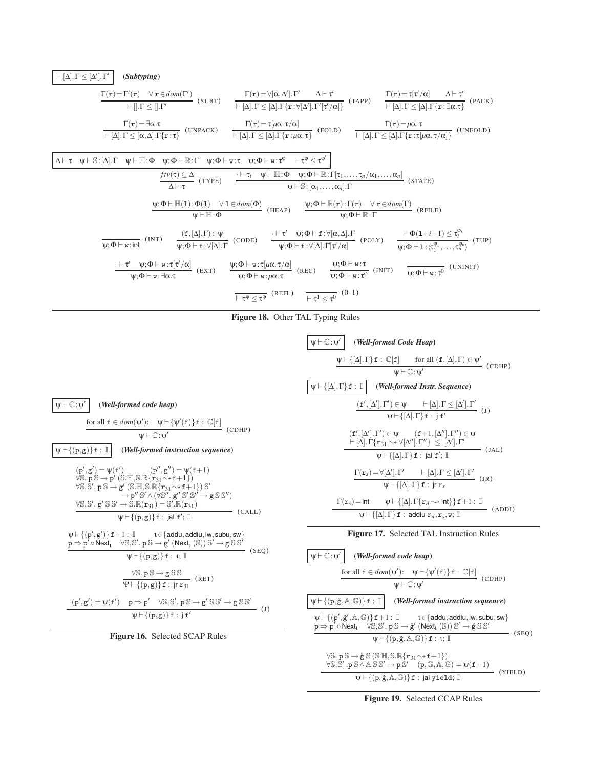$\vdash [\Delta].\Gamma \leq [\Delta'].\Gamma'$ **(*Subtyping*)**

$$\frac{\Gamma(\mathtt{r}) = \Gamma'(\mathtt{r}) \quad \forall\, \mathtt{r} \in dom(\Gamma')}{\vdash [].\Gamma \leq [].\Gamma'}\ (\text{SUBT}) \qquad \frac{\Gamma(\mathtt{r}) = \forall[\alpha,\Delta'].\Gamma' \qquad \Delta \vdash \tau'}{\vdash [\Delta].\Gamma \leq [\Delta].\Gamma\{\mathtt{r} : \forall[\Delta'].\Gamma'[\tau'/\alpha]\}}\ (\text{TAPP}) \qquad \frac{\Gamma(\mathtt{r}) = \tau[\tau'/\alpha] \qquad \Delta \vdash \tau'}{\vdash [\Delta].\Gamma \leq [\Delta].\Gamma\{\mathtt{r} : \exists\alpha.\tau\}}\ (\text{PACK})$$

$$\frac{\Gamma(\mathtt{r}) = \exists\alpha.\tau}{\vdash [\Delta].\Gamma \leq [\alpha,\Delta].\Gamma\{\mathtt{r} : \tau\}}\ (\text{UNPACK}) \qquad \frac{\Gamma(\mathtt{r}) = \tau[\mu\alpha.\tau/\alpha]}{\vdash [\Delta].\Gamma \leq [\Delta].\Gamma\{\mathtt{r} : \mu\alpha.\tau\}}\ (\text{FOLD}) \qquad \frac{\Gamma(\mathtt{r}) = \mu\alpha.\tau}{\vdash [\Delta].\Gamma \leq [\Delta].\Gamma\{\mathtt{r} : \tau[\mu\alpha.\tau/\alpha]\}}\ (\text{UNFOLD})$$

$\Delta \vdash \tau \quad \psi \vdash \mathbb{S} : [\Delta].\Gamma \quad \psi \vdash \mathbb{H} : \Phi \quad \psi;\Phi \vdash \mathbb{R} : \Gamma \quad \psi;\Phi \vdash \mathtt{w} : \tau \quad \psi;\Phi \vdash \mathtt{w} : \tau^{\varphi} \quad \vdash \tau^{\varphi} \leq \tau^{\varphi'}$

$$\frac{ftv(\tau) \subseteq \Delta}{\Delta \vdash \tau}\ (\text{TYPE}) \qquad \frac{\cdot \vdash \tau_i \quad \psi \vdash \mathbb{H} : \Phi \quad \psi;\Phi \vdash \mathbb{R} : \Gamma[\tau_1,\ldots,\tau_n/\alpha_1,\ldots,\alpha_n]}{\psi \vdash \mathbb{S} : [\alpha_1,\ldots,\alpha_n].\Gamma}\ (\text{STATE})$$

$$\frac{\psi;\Phi \vdash \mathbb{H}(\mathtt{l}) : \Phi(\mathtt{l}) \quad \forall\, \mathtt{l} \in dom(\Phi)}{\psi \vdash \mathbb{H} : \Phi}\ (\text{HEAP}) \qquad \frac{\psi;\Phi \vdash \mathbb{R}(\mathtt{r}) : \Gamma(\mathtt{r}) \quad \forall\, \mathtt{r} \in dom(\Gamma)}{\psi;\Phi \vdash \mathbb{R} : \Gamma}\ (\text{RFILE})$$

$$\frac{}{\psi;\Phi \vdash \mathtt{w} : \mathsf{int}}\ (\text{INT}) \qquad \frac{(\mathtt{f},[\Delta].\Gamma) \in \psi}{\psi;\Phi \vdash \mathtt{f} : \forall[\Delta].\Gamma}\ (\text{CODE}) \qquad \frac{\cdot \vdash \tau' \quad \psi;\Phi \vdash \mathtt{f} : \forall[\alpha,\Delta].\Gamma}{\psi;\Phi \vdash \mathtt{f} : \forall[\Delta].\Gamma[\tau'/\alpha]}\ (\text{POLY}) \qquad \frac{\vdash \Phi(\mathtt{l}+i-1) \leq \tau_i^{\varphi_i}}{\psi;\Phi \vdash \mathtt{l} : \langle \tau_1^{\varphi_1},\ldots,\tau_n^{\varphi_n}\rangle}\ (\text{TUP})$$

$$\frac{\cdot \vdash \tau' \quad \psi;\Phi \vdash \mathtt{w} : \tau[\tau'/\alpha]}{\psi;\Phi \vdash \mathtt{w} : \exists\alpha.\tau}\ (\text{EXT}) \qquad \frac{\psi;\Phi \vdash \mathtt{w} : \tau[\mu\alpha.\tau/\alpha]}{\psi;\Phi \vdash \mathtt{w} : \mu\alpha.\tau}\ (\text{REC}) \qquad \frac{\psi;\Phi \vdash \mathtt{w} : \tau}{\psi;\Phi \vdash \mathtt{w} : \tau^{\varphi}}\ (\text{INIT}) \qquad \frac{}{\psi;\Phi \vdash \mathtt{w} : \tau^{0}}\ (\text{UNINIT})$$

$$\frac{}{\vdash \tau^{\varphi} \leq \tau^{\varphi}}\ (\text{REFL}) \qquad \frac{}{\vdash \tau^{1} \leq \tau^{0}}\ (\text{0-1})$$

**Figure 18.** Other TAL Typing Rules

$\psi \vdash \mathbb{C} : \psi'$ **(*Well-formed code heap*)**

$$\frac{\text{for all } \mathtt{f} \in dom(\psi'): \quad \psi \vdash \{\psi'(\mathtt{f})\}\,\mathtt{f} : \mathbb{C}[\mathtt{f}]}{\psi \vdash \mathbb{C} : \psi'}\ (\text{CDHP})$$

$\psi \vdash \{(\mathtt{p},\mathtt{g})\}\,\mathtt{f} : \mathbb{I}$ **(*Well-formed instruction sequence*)**

$$\frac{\begin{array}{l}(\mathtt{p}',\mathtt{g}') = \psi(\mathtt{f}') \qquad (\mathtt{p}'',\mathtt{g}'') = \psi(\mathtt{f}+1) \\ \forall \mathbb{S}.\ \mathtt{p}\,\mathbb{S} \to \mathtt{p}'\,(\mathbb{S}.\mathbb{H},\mathbb{S}.\mathbb{R}\{\mathtt{r}_{31} \leadsto \mathtt{f}+1\}) \\ \forall \mathbb{S},\mathbb{S}'.\ \mathtt{p}\,\mathbb{S} \to \mathtt{g}'\,(\mathbb{S}.\mathbb{H},\mathbb{S}.\mathbb{R}\{\mathtt{r}_{31} \leadsto \mathtt{f}+1\})\,\mathbb{S}' \\ \qquad \to \mathtt{p}''\,\mathbb{S}' \wedge (\forall \mathbb{S}''.\ \mathtt{g}''\,\mathbb{S}'\,\mathbb{S}'' \to \mathtt{g}\,\mathbb{S}\,\mathbb{S}'') \\ \forall \mathbb{S},\mathbb{S}'.\ \mathtt{g}'\,\mathbb{S}\,\mathbb{S}' \to \mathbb{S}.\mathbb{R}(\mathtt{r}_{31}) = \mathbb{S}'.\mathbb{R}(\mathtt{r}_{31})\end{array}}{\psi \vdash \{(\mathtt{p},\mathtt{g})\}\,\mathtt{f} : \mathsf{jal}\ \mathtt{f}';\,\mathbb{I}}\ (\text{CALL})$$

$$\frac{\begin{array}{l}\psi \vdash \{(\mathtt{p}',\mathtt{g}')\}\,\mathtt{f}+1 : \mathbb{I} \qquad \iota \in \{\mathsf{addu},\mathsf{addiu},\mathsf{lw},\mathsf{subu},\mathsf{sw}\} \\ \mathtt{p} \Rightarrow \mathtt{p}' \circ \mathsf{Next}_{\iota} \quad \forall \mathbb{S},\mathbb{S}'.\ \mathtt{p}\,\mathbb{S} \to \mathtt{g}'\,(\mathsf{Next}_{\iota}\,(\mathbb{S}))\,\mathbb{S}' \to \mathtt{g}\,\mathbb{S}\,\mathbb{S}'\end{array}}{\psi \vdash \{(\mathtt{p},\mathtt{g})\}\,\mathtt{f} : \iota;\,\mathbb{I}}\ (\text{SEQ})$$

$$\frac{\forall \mathbb{S}.\ \mathtt{p}\,\mathbb{S} \to \mathtt{g}\,\mathbb{S}\,\mathbb{S}}{\Psi \vdash \{(\mathtt{p},\mathtt{g})\}\,\mathtt{f} : \mathsf{jr}\ \mathtt{r}_{31}}\ (\text{RET})$$

$$\frac{(\mathtt{p}',\mathtt{g}') = \psi(\mathtt{f}') \quad \mathtt{p} \Rightarrow \mathtt{p}' \quad \forall \mathbb{S},\mathbb{S}'.\ \mathtt{p}\,\mathbb{S} \to \mathtt{g}'\,\mathbb{S}\,\mathbb{S}' \to \mathtt{g}\,\mathbb{S}\,\mathbb{S}'}{\psi \vdash \{(\mathtt{p},\mathtt{g})\}\,\mathtt{f} : \mathsf{j}\ \mathtt{f}'}\ (\text{J})$$

**Figure 16.** Selected SCAP Rules

$\psi \vdash \mathbb{C} : \psi'$ **(*Well-formed Code Heap*)**

$$\frac{\psi \vdash \{[\Delta].\Gamma\}\,\mathtt{f} : \mathbb{C}[\mathtt{f}] \qquad \text{for all } (\mathtt{f},[\Delta].\Gamma) \in \psi'}{\psi \vdash \mathbb{C} : \psi'}\ (\text{CDHP})$$

$\psi \vdash \{[\Delta].\Gamma\}\,\mathtt{f} : \mathbb{I}$ **(*Well-formed Instr. Sequence*)**

$$\frac{(\mathtt{f}',[\Delta'].\Gamma') \in \psi \qquad \vdash [\Delta].\Gamma \leq [\Delta'].\Gamma'}{\psi \vdash \{[\Delta].\Gamma\}\,\mathtt{f} : \mathsf{j}\ \mathtt{f}'}\ (\text{J})$$

$$\frac{\begin{array}{l}(\mathtt{f}',[\Delta'].\Gamma') \in \psi \qquad (\mathtt{f}+1,[\Delta''].\Gamma'') \in \psi \\ \vdash [\Delta].\Gamma\{\mathtt{r}_{31} \leadsto \forall[\Delta''].\Gamma''\} \ \leq\ [\Delta'].\Gamma'\end{array}}{\psi \vdash \{[\Delta].\Gamma\}\,\mathtt{f} : \mathsf{jal}\ \mathtt{f}';\,\mathbb{I}}\ (\text{JAL})$$

$$\frac{\Gamma(\mathtt{r}_s) = \forall[\Delta'].\Gamma' \qquad \vdash [\Delta].\Gamma \leq [\Delta'].\Gamma'}{\psi \vdash \{[\Delta].\Gamma\}\,\mathtt{f} : \mathsf{jr}\ \mathtt{r}_s}\ (\text{JR})$$

$$\frac{\Gamma(\mathtt{r}_s) = \mathsf{int} \qquad \psi \vdash \{[\Delta].\Gamma\{\mathtt{r}_d \leadsto \mathsf{int}\}\}\,\mathtt{f}+1 : \mathbb{I}}{\psi \vdash \{[\Delta].\Gamma\}\,\mathtt{f} : \mathsf{addiu}\ \mathtt{r}_d,\mathtt{r}_s,\mathtt{w};\,\mathbb{I}}\ (\text{ADDI})$$

**Figure 17.** Selected TAL Instruction Rules

$\psi \vdash \mathbb{C} : \psi'$ **(*Well-formed code heap*)**

$$\frac{\text{for all } \mathtt{f} \in dom(\psi'): \quad \psi \vdash \{\psi'(\mathtt{f})\}\,\mathtt{f} : \mathbb{C}[\mathtt{f}]}{\psi \vdash \mathbb{C} : \psi'}\ (\text{CDHP})$$

$\psi \vdash \{(\mathtt{p},\check{\mathtt{g}},\mathbb{A},\mathbb{G})\}\,\mathtt{f} : \mathbb{I}$ **(*Well-formed instruction sequence*)**

$$\frac{\begin{array}{l}\psi \vdash \{(\mathtt{p}',\check{\mathtt{g}}',\mathbb{A},\mathbb{G})\}\,\mathtt{f}+1 : \mathbb{I} \qquad \iota \in \{\mathsf{addu},\mathsf{addiu},\mathsf{lw},\mathsf{subu},\mathsf{sw}\} \\ \mathtt{p} \Rightarrow \mathtt{p}' \circ \mathsf{Next}_{\iota} \quad \forall \mathbb{S},\mathbb{S}'.\ \mathtt{p}\,\mathbb{S} \to \check{\mathtt{g}}'\,(\mathsf{Next}_{\iota}\,(\mathbb{S}))\,\mathbb{S}' \to \check{\mathtt{g}}\,\mathbb{S}\,\mathbb{S}'\end{array}}{\psi \vdash \{(\mathtt{p},\check{\mathtt{g}},\mathbb{A},\mathbb{G})\}\,\mathtt{f} : \iota;\,\mathbb{I}}\ (\text{SEQ})$$

$$\frac{\begin{array}{l}\forall \mathbb{S}.\ \mathtt{p}\,\mathbb{S} \to \check{\mathtt{g}}\,\mathbb{S}\,(\mathbb{S}.\mathbb{H},\mathbb{S}.\mathbb{R}\{\mathtt{r}_{31} \leadsto \mathtt{f}+1\}) \\ \forall \mathbb{S},\mathbb{S}'.\,\mathtt{p}\,\mathbb{S} \wedge \mathbb{A}\,\mathbb{S}\,\mathbb{S}' \to \mathtt{p}\,\mathbb{S}' \quad (\mathtt{p},\mathbb{G},\mathbb{A},\mathbb{G}) = \psi(\mathtt{f}+1)\end{array}}{\psi \vdash \{(\mathtt{p},\check{\mathtt{g}},\mathbb{A},\mathbb{G})\}\,\mathtt{f} : \mathsf{jal}\ \mathtt{yield};\,\mathbb{I}}\ (\text{YIELD})$$

**Figure 19.** Selected CCAP Rules